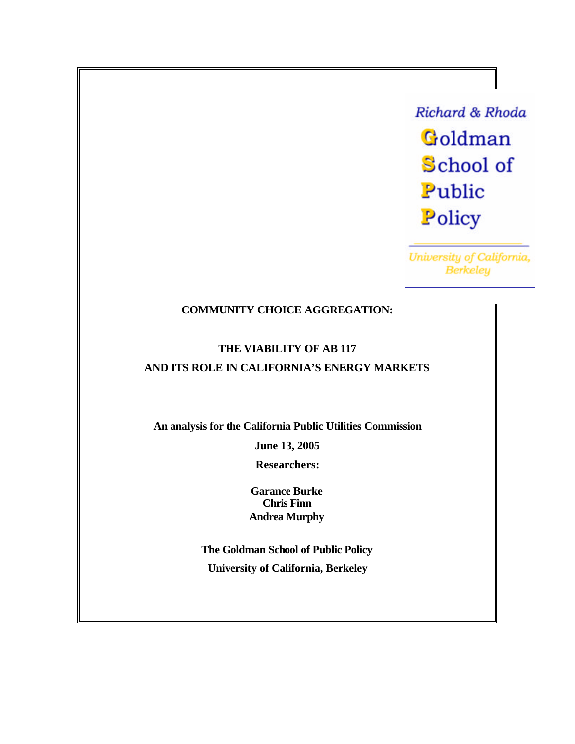Richard & Rhoda

Goldman
School of
Public
Policy

University of California, Berkeley

# COMMUNITY CHOICE AGGREGATION:

## THE VIABILITY OF AB 117 AND ITS ROLE IN CALIFORNIA'S ENERGY MARKETS

**An analysis for the California Public Utilities Commission**

**June 13, 2005**

**Researchers:**

**Garance Burke**
**Chris Finn**
**Andrea Murphy**

**The Goldman School of Public Policy**

**University of California, Berkeley**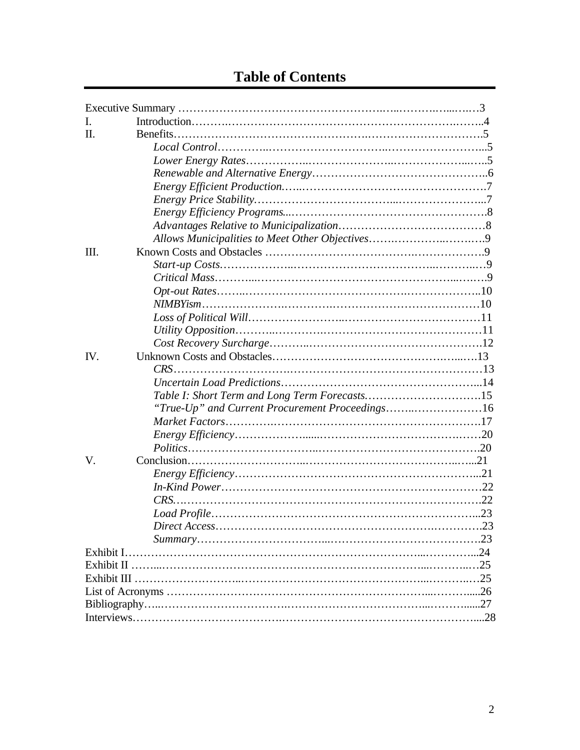# Table of Contents

Executive Summary ........................................................................................3

I. Introduction........................................................................................4

II. Benefits........................................................................................5

- *Local Control*........................................................................................5
- *Lower Energy Rates*........................................................................................5
- *Renewable and Alternative Energy*........................................................................................6
- *Energy Efficient Production*........................................................................................7
- *Energy Price Stability*........................................................................................7
- *Energy Efficiency Programs*........................................................................................8
- *Advantages Relative to Municipalization*........................................................................................8
- *Allows Municipalities to Meet Other Objectives*........................................................................................9

III. Known Costs and Obstacles ........................................................................................9

- *Start-up Costs*........................................................................................9
- *Critical Mass*........................................................................................9
- *Opt-out Rates*........................................................................................10
- *NIMBYism*........................................................................................10
- *Loss of Political Will*........................................................................................11
- *Utility Opposition*........................................................................................11
- *Cost Recovery Surcharge*........................................................................................12

IV. Unknown Costs and Obstacles........................................................................................13

- *CRS*........................................................................................13
- *Uncertain Load Predictions*........................................................................................14
- *Table I: Short Term and Long Term Forecasts*........................................................................................15
- *"True-Up" and Current Procurement Proceedings*........................................................................................16
- *Market Factors*........................................................................................17
- *Energy Efficiency*........................................................................................20
- *Politics*........................................................................................20

V. Conclusion........................................................................................21

- *Energy Efficiency*........................................................................................21
- *In-Kind Power*........................................................................................22
- *CRS*........................................................................................22
- *Load Profile*........................................................................................23
- *Direct Access*........................................................................................23
- *Summary*........................................................................................23

Exhibit I........................................................................................24

Exhibit II ........................................................................................25

Exhibit III ........................................................................................25

List of Acronyms ........................................................................................26

Bibliography........................................................................................27

Interviews........................................................................................28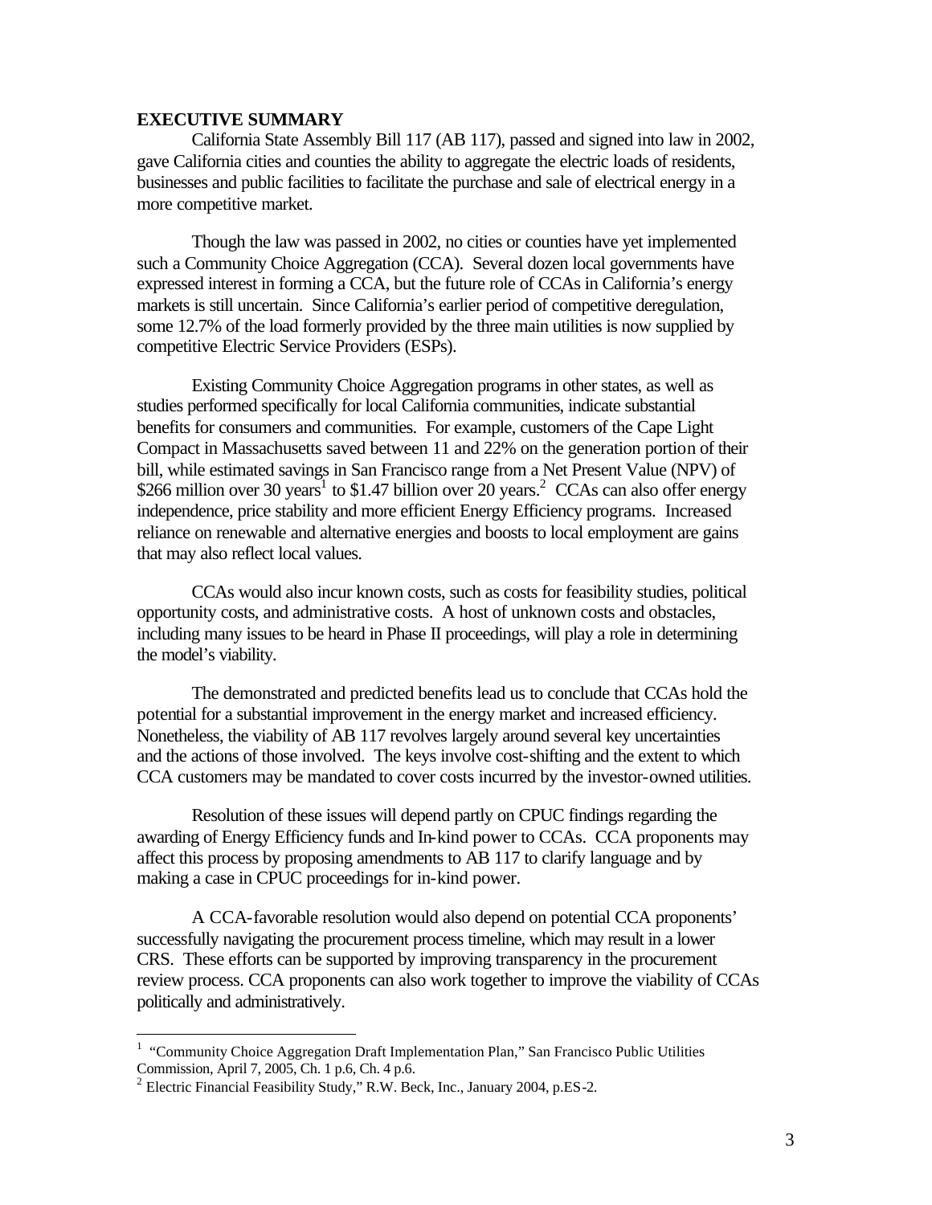## EXECUTIVE SUMMARY

California State Assembly Bill 117 (AB 117), passed and signed into law in 2002, gave California cities and counties the ability to aggregate the electric loads of residents, businesses and public facilities to facilitate the purchase and sale of electrical energy in a more competitive market.

Though the law was passed in 2002, no cities or counties have yet implemented such a Community Choice Aggregation (CCA). Several dozen local governments have expressed interest in forming a CCA, but the future role of CCAs in California's energy markets is still uncertain. Since California's earlier period of competitive deregulation, some 12.7% of the load formerly provided by the three main utilities is now supplied by competitive Electric Service Providers (ESPs).

Existing Community Choice Aggregation programs in other states, as well as studies performed specifically for local California communities, indicate substantial benefits for consumers and communities. For example, customers of the Cape Light Compact in Massachusetts saved between 11 and 22% on the generation portion of their bill, while estimated savings in San Francisco range from a Net Present Value (NPV) of \$266 million over 30 years[1] to \$1.47 billion over 20 years.[2] CCAs can also offer energy independence, price stability and more efficient Energy Efficiency programs. Increased reliance on renewable and alternative energies and boosts to local employment are gains that may also reflect local values.

CCAs would also incur known costs, such as costs for feasibility studies, political opportunity costs, and administrative costs. A host of unknown costs and obstacles, including many issues to be heard in Phase II proceedings, will play a role in determining the model's viability.

The demonstrated and predicted benefits lead us to conclude that CCAs hold the potential for a substantial improvement in the energy market and increased efficiency. Nonetheless, the viability of AB 117 revolves largely around several key uncertainties and the actions of those involved. The keys involve cost-shifting and the extent to which CCA customers may be mandated to cover costs incurred by the investor-owned utilities.

Resolution of these issues will depend partly on CPUC findings regarding the awarding of Energy Efficiency funds and In-kind power to CCAs. CCA proponents may affect this process by proposing amendments to AB 117 to clarify language and by making a case in CPUC proceedings for in-kind power.

A CCA-favorable resolution would also depend on potential CCA proponents' successfully navigating the procurement process timeline, which may result in a lower CRS. These efforts can be supported by improving transparency in the procurement review process. CCA proponents can also work together to improve the viability of CCAs politically and administratively.

---

[1] "Community Choice Aggregation Draft Implementation Plan," San Francisco Public Utilities Commission, April 7, 2005, Ch. 1 p.6, Ch. 4 p.6.

[2] Electric Financial Feasibility Study," R.W. Beck, Inc., January 2004, p.ES-2.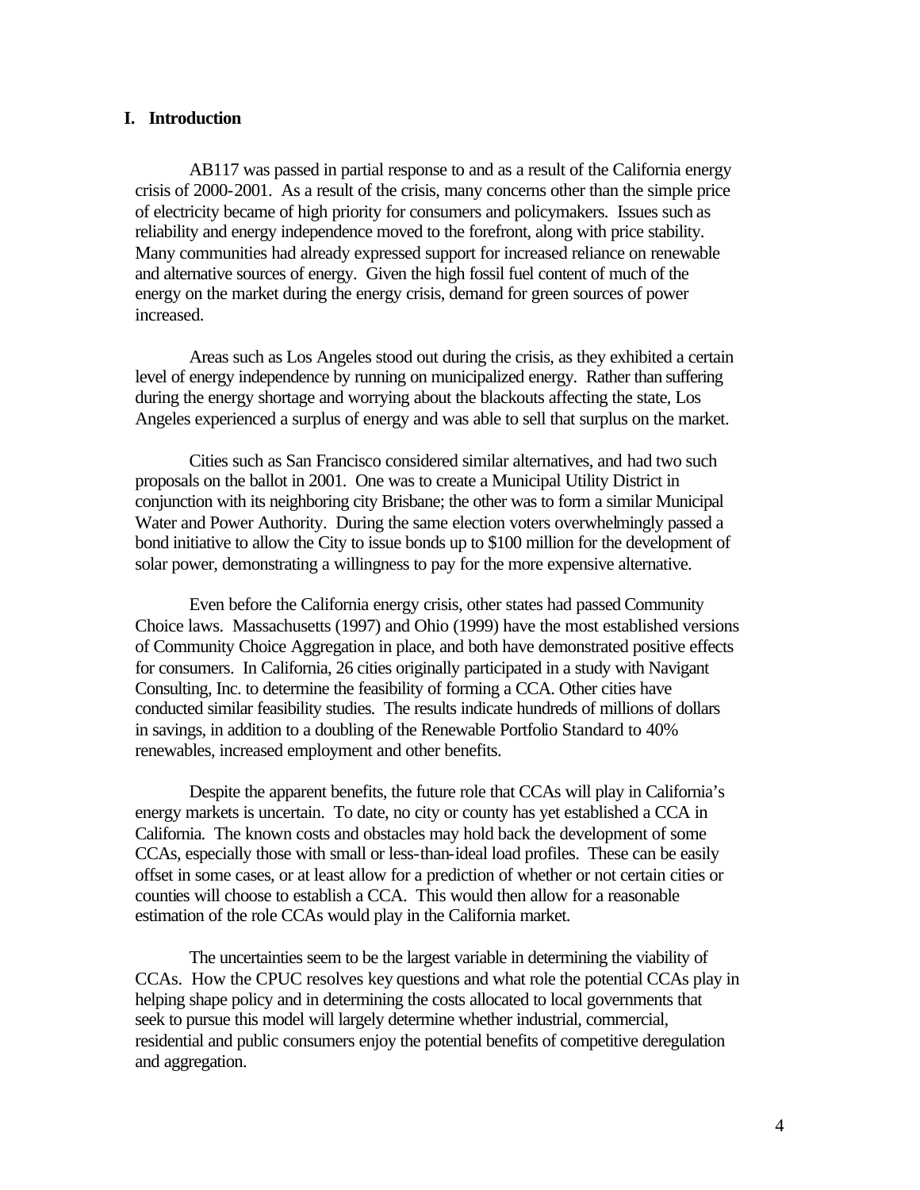## I. Introduction

AB117 was passed in partial response to and as a result of the California energy crisis of 2000-2001. As a result of the crisis, many concerns other than the simple price of electricity became of high priority for consumers and policymakers. Issues such as reliability and energy independence moved to the forefront, along with price stability. Many communities had already expressed support for increased reliance on renewable and alternative sources of energy. Given the high fossil fuel content of much of the energy on the market during the energy crisis, demand for green sources of power increased.

Areas such as Los Angeles stood out during the crisis, as they exhibited a certain level of energy independence by running on municipalized energy. Rather than suffering during the energy shortage and worrying about the blackouts affecting the state, Los Angeles experienced a surplus of energy and was able to sell that surplus on the market.

Cities such as San Francisco considered similar alternatives, and had two such proposals on the ballot in 2001. One was to create a Municipal Utility District in conjunction with its neighboring city Brisbane; the other was to form a similar Municipal Water and Power Authority. During the same election voters overwhelmingly passed a bond initiative to allow the City to issue bonds up to $100 million for the development of solar power, demonstrating a willingness to pay for the more expensive alternative.

Even before the California energy crisis, other states had passed Community Choice laws. Massachusetts (1997) and Ohio (1999) have the most established versions of Community Choice Aggregation in place, and both have demonstrated positive effects for consumers. In California, 26 cities originally participated in a study with Navigant Consulting, Inc. to determine the feasibility of forming a CCA. Other cities have conducted similar feasibility studies. The results indicate hundreds of millions of dollars in savings, in addition to a doubling of the Renewable Portfolio Standard to 40% renewables, increased employment and other benefits.

Despite the apparent benefits, the future role that CCAs will play in California's energy markets is uncertain. To date, no city or county has yet established a CCA in California. The known costs and obstacles may hold back the development of some CCAs, especially those with small or less-than-ideal load profiles. These can be easily offset in some cases, or at least allow for a prediction of whether or not certain cities or counties will choose to establish a CCA. This would then allow for a reasonable estimation of the role CCAs would play in the California market.

The uncertainties seem to be the largest variable in determining the viability of CCAs. How the CPUC resolves key questions and what role the potential CCAs play in helping shape policy and in determining the costs allocated to local governments that seek to pursue this model will largely determine whether industrial, commercial, residential and public consumers enjoy the potential benefits of competitive deregulation and aggregation.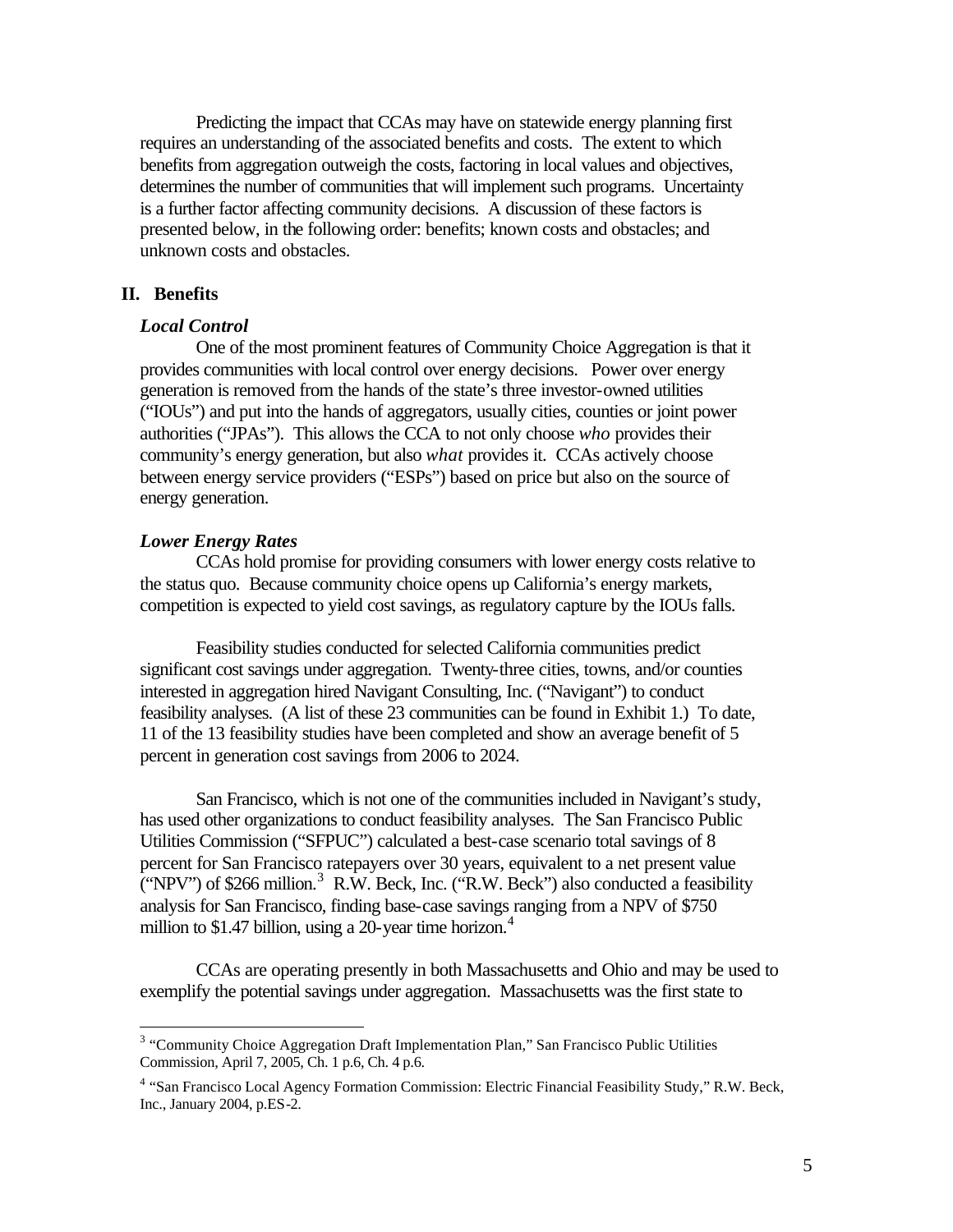Predicting the impact that CCAs may have on statewide energy planning first requires an understanding of the associated benefits and costs. The extent to which benefits from aggregation outweigh the costs, factoring in local values and objectives, determines the number of communities that will implement such programs. Uncertainty is a further factor affecting community decisions. A discussion of these factors is presented below, in the following order: benefits; known costs and obstacles; and unknown costs and obstacles.

## II. Benefits

### *Local Control*

One of the most prominent features of Community Choice Aggregation is that it provides communities with local control over energy decisions. Power over energy generation is removed from the hands of the state's three investor-owned utilities ("IOUs") and put into the hands of aggregators, usually cities, counties or joint power authorities ("JPAs"). This allows the CCA to not only choose *who* provides their community's energy generation, but also *what* provides it. CCAs actively choose between energy service providers ("ESPs") based on price but also on the source of energy generation.

### *Lower Energy Rates*

CCAs hold promise for providing consumers with lower energy costs relative to the status quo. Because community choice opens up California's energy markets, competition is expected to yield cost savings, as regulatory capture by the IOUs falls.

Feasibility studies conducted for selected California communities predict significant cost savings under aggregation. Twenty-three cities, towns, and/or counties interested in aggregation hired Navigant Consulting, Inc. ("Navigant") to conduct feasibility analyses. (A list of these 23 communities can be found in Exhibit 1.) To date, 11 of the 13 feasibility studies have been completed and show an average benefit of 5 percent in generation cost savings from 2006 to 2024.

San Francisco, which is not one of the communities included in Navigant's study, has used other organizations to conduct feasibility analyses. The San Francisco Public Utilities Commission ("SFPUC") calculated a best-case scenario total savings of 8 percent for San Francisco ratepayers over 30 years, equivalent to a net present value ("NPV") of $266 million.[3] R.W. Beck, Inc. ("R.W. Beck") also conducted a feasibility analysis for San Francisco, finding base-case savings ranging from a NPV of $750 million to $1.47 billion, using a 20-year time horizon.[4]

CCAs are operating presently in both Massachusetts and Ohio and may be used to exemplify the potential savings under aggregation. Massachusetts was the first state to

---

[3] "Community Choice Aggregation Draft Implementation Plan," San Francisco Public Utilities Commission, April 7, 2005, Ch. 1 p.6, Ch. 4 p.6.

[4] "San Francisco Local Agency Formation Commission: Electric Financial Feasibility Study," R.W. Beck, Inc., January 2004, p.ES-2.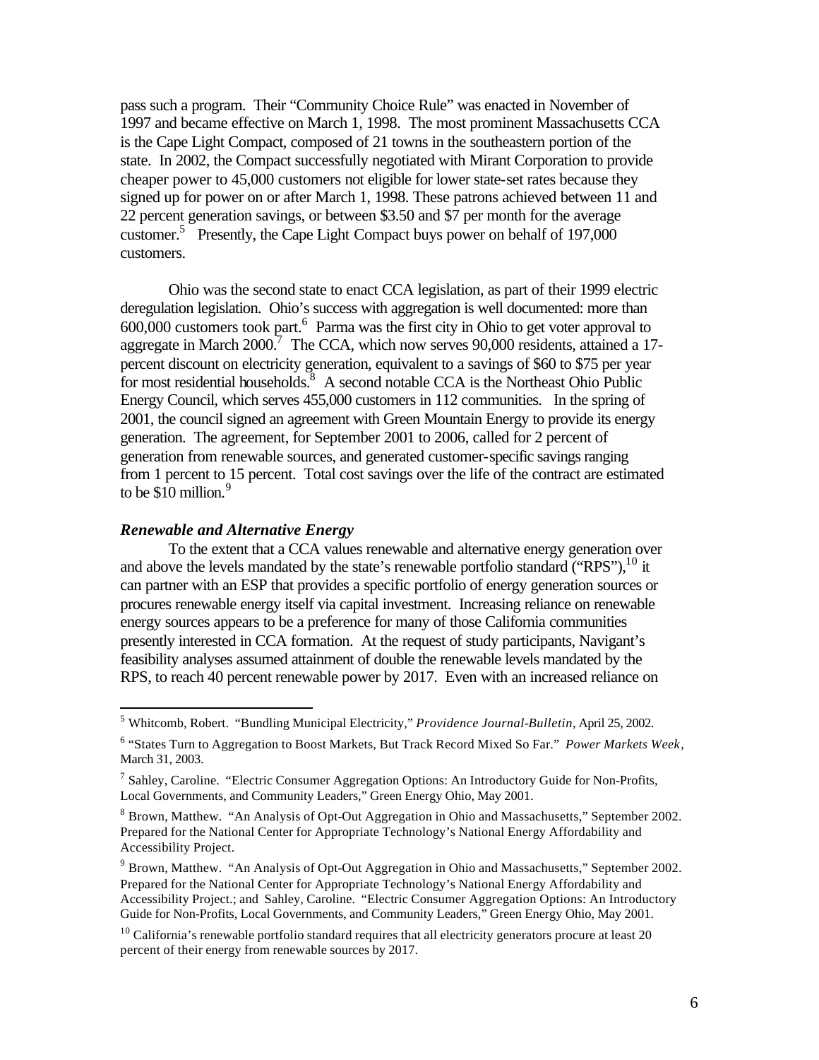pass such a program. Their "Community Choice Rule" was enacted in November of 1997 and became effective on March 1, 1998. The most prominent Massachusetts CCA is the Cape Light Compact, composed of 21 towns in the southeastern portion of the state. In 2002, the Compact successfully negotiated with Mirant Corporation to provide cheaper power to 45,000 customers not eligible for lower state-set rates because they signed up for power on or after March 1, 1998. These patrons achieved between 11 and 22 percent generation savings, or between $3.50 and $7 per month for the average customer.[5] Presently, the Cape Light Compact buys power on behalf of 197,000 customers.

Ohio was the second state to enact CCA legislation, as part of their 1999 electric deregulation legislation. Ohio's success with aggregation is well documented: more than 600,000 customers took part.[6] Parma was the first city in Ohio to get voter approval to aggregate in March 2000.[7] The CCA, which now serves 90,000 residents, attained a 17-percent discount on electricity generation, equivalent to a savings of $60 to $75 per year for most residential households.[8] A second notable CCA is the Northeast Ohio Public Energy Council, which serves 455,000 customers in 112 communities. In the spring of 2001, the council signed an agreement with Green Mountain Energy to provide its energy generation. The agreement, for September 2001 to 2006, called for 2 percent of generation from renewable sources, and generated customer-specific savings ranging from 1 percent to 15 percent. Total cost savings over the life of the contract are estimated to be $10 million.[9]

### *Renewable and Alternative Energy*

To the extent that a CCA values renewable and alternative energy generation over and above the levels mandated by the state's renewable portfolio standard ("RPS"),[10] it can partner with an ESP that provides a specific portfolio of energy generation sources or procures renewable energy itself via capital investment. Increasing reliance on renewable energy sources appears to be a preference for many of those California communities presently interested in CCA formation. At the request of study participants, Navigant's feasibility analyses assumed attainment of double the renewable levels mandated by the RPS, to reach 40 percent renewable power by 2017. Even with an increased reliance on

---

[5] Whitcomb, Robert. "Bundling Municipal Electricity," *Providence Journal-Bulletin*, April 25, 2002.

[6] "States Turn to Aggregation to Boost Markets, But Track Record Mixed So Far." *Power Markets Week*, March 31, 2003.

[7] Sahley, Caroline. "Electric Consumer Aggregation Options: An Introductory Guide for Non-Profits, Local Governments, and Community Leaders," Green Energy Ohio, May 2001.

[8] Brown, Matthew. "An Analysis of Opt-Out Aggregation in Ohio and Massachusetts," September 2002. Prepared for the National Center for Appropriate Technology's National Energy Affordability and Accessibility Project.

[9] Brown, Matthew. "An Analysis of Opt-Out Aggregation in Ohio and Massachusetts," September 2002. Prepared for the National Center for Appropriate Technology's National Energy Affordability and Accessibility Project.; and Sahley, Caroline. "Electric Consumer Aggregation Options: An Introductory Guide for Non-Profits, Local Governments, and Community Leaders," Green Energy Ohio, May 2001.

[10] California's renewable portfolio standard requires that all electricity generators procure at least 20 percent of their energy from renewable sources by 2017.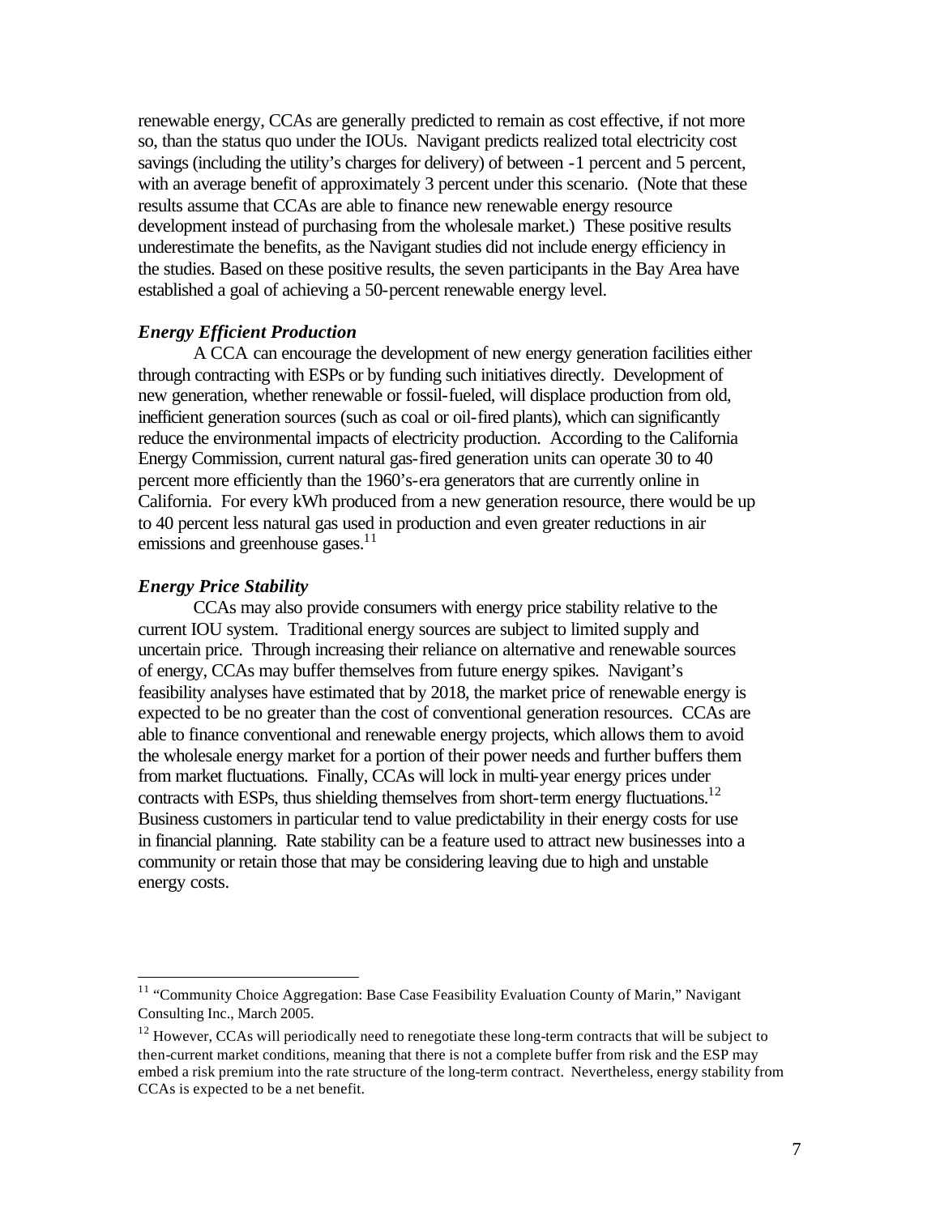renewable energy, CCAs are generally predicted to remain as cost effective, if not more so, than the status quo under the IOUs. Navigant predicts realized total electricity cost savings (including the utility's charges for delivery) of between -1 percent and 5 percent, with an average benefit of approximately 3 percent under this scenario. (Note that these results assume that CCAs are able to finance new renewable energy resource development instead of purchasing from the wholesale market.) These positive results underestimate the benefits, as the Navigant studies did not include energy efficiency in the studies. Based on these positive results, the seven participants in the Bay Area have established a goal of achieving a 50-percent renewable energy level.

### *Energy Efficient Production*

A CCA can encourage the development of new energy generation facilities either through contracting with ESPs or by funding such initiatives directly. Development of new generation, whether renewable or fossil-fueled, will displace production from old, inefficient generation sources (such as coal or oil-fired plants), which can significantly reduce the environmental impacts of electricity production. According to the California Energy Commission, current natural gas-fired generation units can operate 30 to 40 percent more efficiently than the 1960's-era generators that are currently online in California. For every kWh produced from a new generation resource, there would be up to 40 percent less natural gas used in production and even greater reductions in air emissions and greenhouse gases.[11]

### *Energy Price Stability*

CCAs may also provide consumers with energy price stability relative to the current IOU system. Traditional energy sources are subject to limited supply and uncertain price. Through increasing their reliance on alternative and renewable sources of energy, CCAs may buffer themselves from future energy spikes. Navigant's feasibility analyses have estimated that by 2018, the market price of renewable energy is expected to be no greater than the cost of conventional generation resources. CCAs are able to finance conventional and renewable energy projects, which allows them to avoid the wholesale energy market for a portion of their power needs and further buffers them from market fluctuations. Finally, CCAs will lock in multi-year energy prices under contracts with ESPs, thus shielding themselves from short-term energy fluctuations.[12] Business customers in particular tend to value predictability in their energy costs for use in financial planning. Rate stability can be a feature used to attract new businesses into a community or retain those that may be considering leaving due to high and unstable energy costs.

---

[11] "Community Choice Aggregation: Base Case Feasibility Evaluation County of Marin," Navigant Consulting Inc., March 2005.

[12] However, CCAs will periodically need to renegotiate these long-term contracts that will be subject to then-current market conditions, meaning that there is not a complete buffer from risk and the ESP may embed a risk premium into the rate structure of the long-term contract. Nevertheless, energy stability from CCAs is expected to be a net benefit.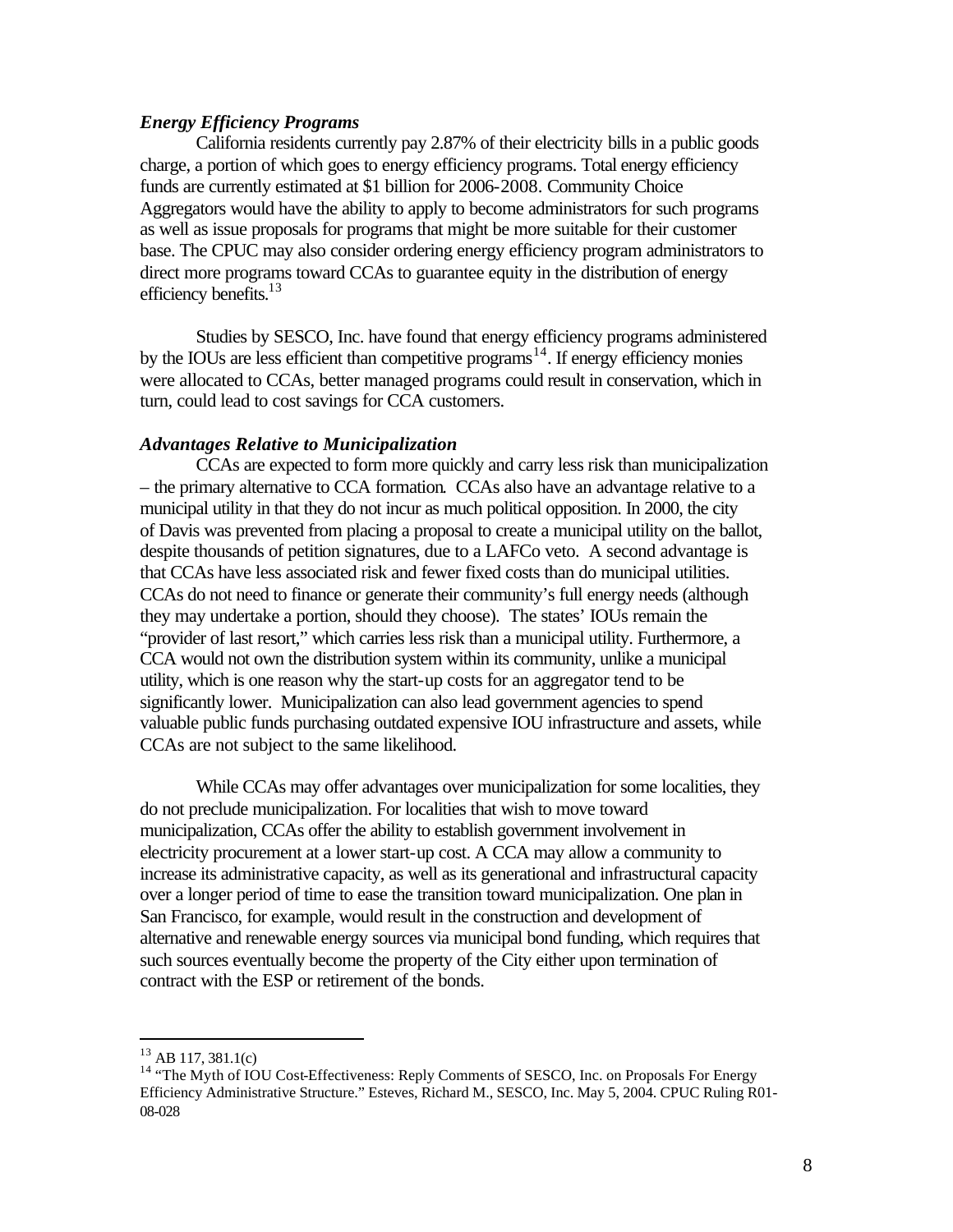***Energy Efficiency Programs***

California residents currently pay 2.87% of their electricity bills in a public goods charge, a portion of which goes to energy efficiency programs. Total energy efficiency funds are currently estimated at $1 billion for 2006-2008. Community Choice Aggregators would have the ability to apply to become administrators for such programs as well as issue proposals for programs that might be more suitable for their customer base. The CPUC may also consider ordering energy efficiency program administrators to direct more programs toward CCAs to guarantee equity in the distribution of energy efficiency benefits.[13]

Studies by SESCO, Inc. have found that energy efficiency programs administered by the IOUs are less efficient than competitive programs[14]. If energy efficiency monies were allocated to CCAs, better managed programs could result in conservation, which in turn, could lead to cost savings for CCA customers.

***Advantages Relative to Municipalization***

CCAs are expected to form more quickly and carry less risk than municipalization – the primary alternative to CCA formation. CCAs also have an advantage relative to a municipal utility in that they do not incur as much political opposition. In 2000, the city of Davis was prevented from placing a proposal to create a municipal utility on the ballot, despite thousands of petition signatures, due to a LAFCo veto. A second advantage is that CCAs have less associated risk and fewer fixed costs than do municipal utilities. CCAs do not need to finance or generate their community's full energy needs (although they may undertake a portion, should they choose). The states' IOUs remain the "provider of last resort," which carries less risk than a municipal utility. Furthermore, a CCA would not own the distribution system within its community, unlike a municipal utility, which is one reason why the start-up costs for an aggregator tend to be significantly lower. Municipalization can also lead government agencies to spend valuable public funds purchasing outdated expensive IOU infrastructure and assets, while CCAs are not subject to the same likelihood.

While CCAs may offer advantages over municipalization for some localities, they do not preclude municipalization. For localities that wish to move toward municipalization, CCAs offer the ability to establish government involvement in electricity procurement at a lower start-up cost. A CCA may allow a community to increase its administrative capacity, as well as its generational and infrastructural capacity over a longer period of time to ease the transition toward municipalization. One plan in San Francisco, for example, would result in the construction and development of alternative and renewable energy sources via municipal bond funding, which requires that such sources eventually become the property of the City either upon termination of contract with the ESP or retirement of the bonds.

---

[13] AB 117, 381.1(c)

[14] "The Myth of IOU Cost-Effectiveness: Reply Comments of SESCO, Inc. on Proposals For Energy Efficiency Administrative Structure." Esteves, Richard M., SESCO, Inc. May 5, 2004. CPUC Ruling R01-08-028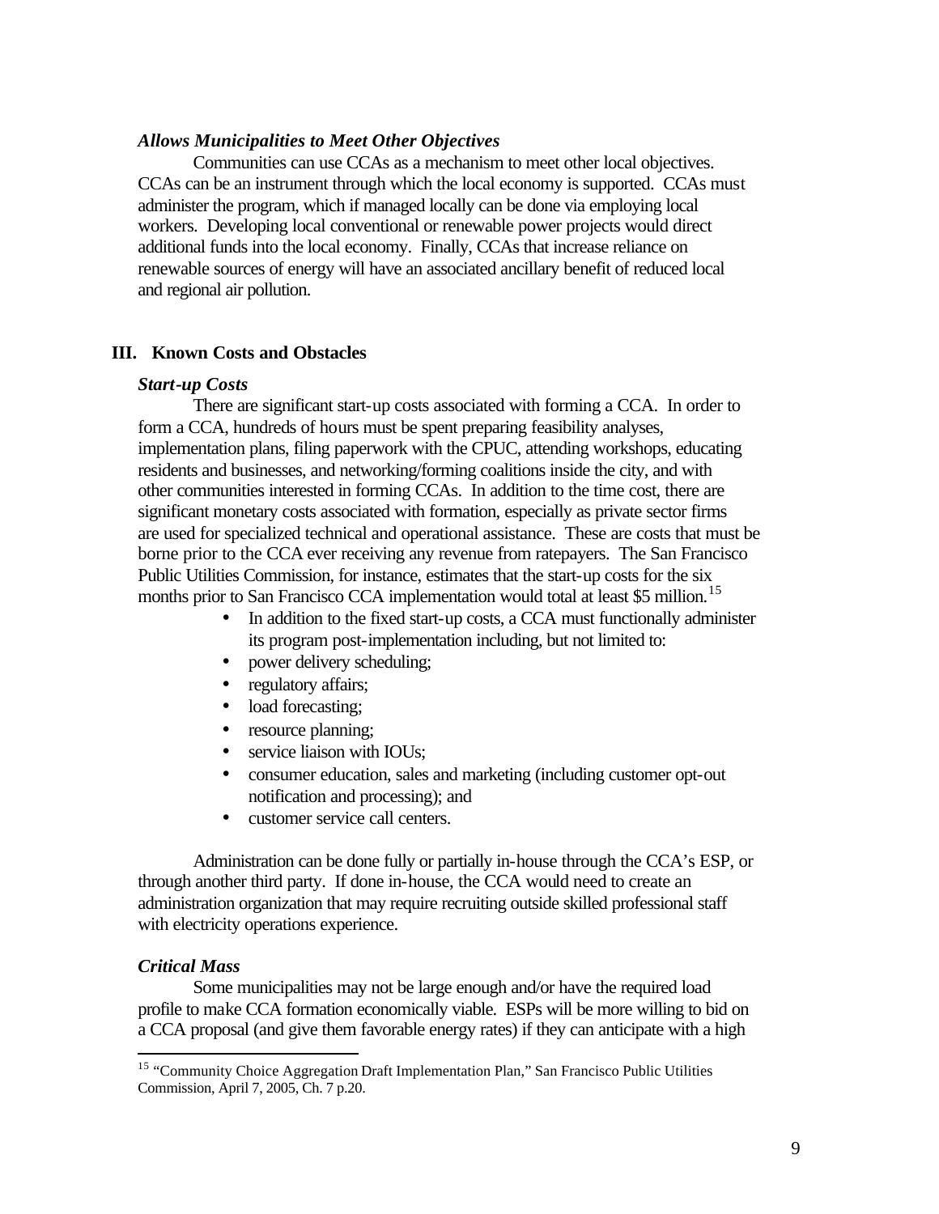### *Allows Municipalities to Meet Other Objectives*

Communities can use CCAs as a mechanism to meet other local objectives. CCAs can be an instrument through which the local economy is supported. CCAs must administer the program, which if managed locally can be done via employing local workers. Developing local conventional or renewable power projects would direct additional funds into the local economy. Finally, CCAs that increase reliance on renewable sources of energy will have an associated ancillary benefit of reduced local and regional air pollution.

## III. Known Costs and Obstacles

### *Start-up Costs*

There are significant start-up costs associated with forming a CCA. In order to form a CCA, hundreds of hours must be spent preparing feasibility analyses, implementation plans, filing paperwork with the CPUC, attending workshops, educating residents and businesses, and networking/forming coalitions inside the city, and with other communities interested in forming CCAs. In addition to the time cost, there are significant monetary costs associated with formation, especially as private sector firms are used for specialized technical and operational assistance. These are costs that must be borne prior to the CCA ever receiving any revenue from ratepayers. The San Francisco Public Utilities Commission, for instance, estimates that the start-up costs for the six months prior to San Francisco CCA implementation would total at least $5 million.[15]

- In addition to the fixed start-up costs, a CCA must functionally administer its program post-implementation including, but not limited to:
- power delivery scheduling;
- regulatory affairs;
- load forecasting;
- resource planning;
- service liaison with IOUs;
- consumer education, sales and marketing (including customer opt-out notification and processing); and
- customer service call centers.

Administration can be done fully or partially in-house through the CCA's ESP, or through another third party. If done in-house, the CCA would need to create an administration organization that may require recruiting outside skilled professional staff with electricity operations experience.

### *Critical Mass*

Some municipalities may not be large enough and/or have the required load profile to make CCA formation economically viable. ESPs will be more willing to bid on a CCA proposal (and give them favorable energy rates) if they can anticipate with a high

---

[15] "Community Choice Aggregation Draft Implementation Plan," San Francisco Public Utilities Commission, April 7, 2005, Ch. 7 p.20.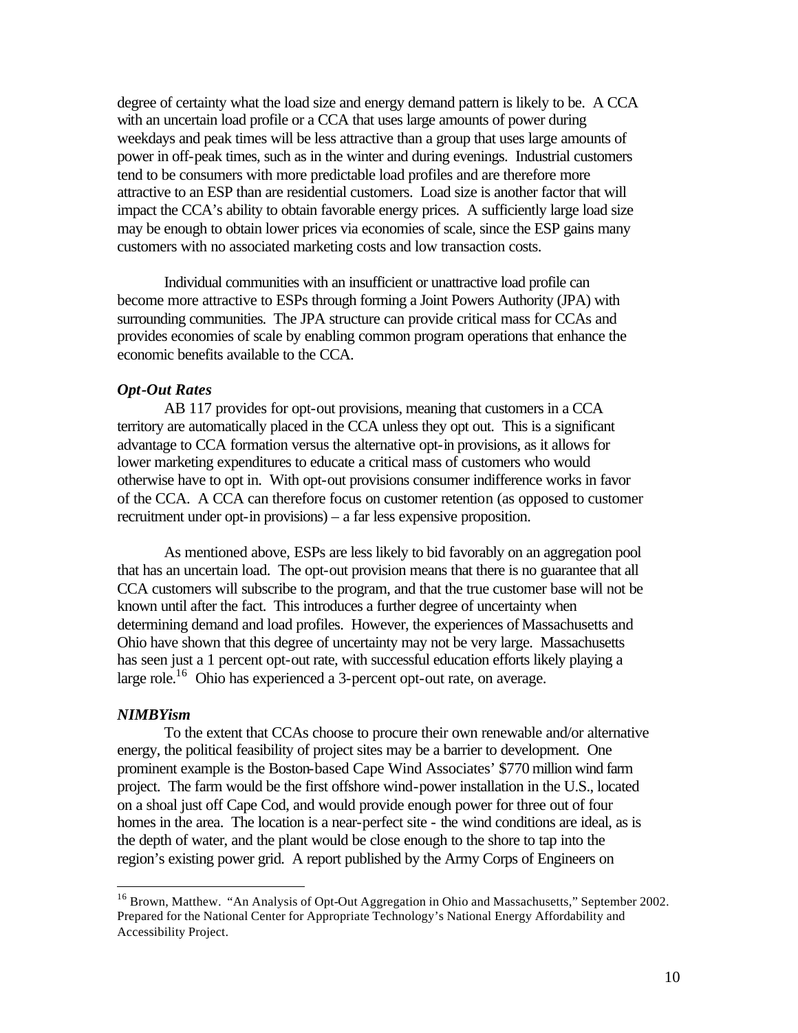degree of certainty what the load size and energy demand pattern is likely to be. A CCA with an uncertain load profile or a CCA that uses large amounts of power during weekdays and peak times will be less attractive than a group that uses large amounts of power in off-peak times, such as in the winter and during evenings. Industrial customers tend to be consumers with more predictable load profiles and are therefore more attractive to an ESP than are residential customers. Load size is another factor that will impact the CCA's ability to obtain favorable energy prices. A sufficiently large load size may be enough to obtain lower prices via economies of scale, since the ESP gains many customers with no associated marketing costs and low transaction costs.

Individual communities with an insufficient or unattractive load profile can become more attractive to ESPs through forming a Joint Powers Authority (JPA) with surrounding communities. The JPA structure can provide critical mass for CCAs and provides economies of scale by enabling common program operations that enhance the economic benefits available to the CCA.

***Opt-Out Rates***

AB 117 provides for opt-out provisions, meaning that customers in a CCA territory are automatically placed in the CCA unless they opt out. This is a significant advantage to CCA formation versus the alternative opt-in provisions, as it allows for lower marketing expenditures to educate a critical mass of customers who would otherwise have to opt in. With opt-out provisions consumer indifference works in favor of the CCA. A CCA can therefore focus on customer retention (as opposed to customer recruitment under opt-in provisions) – a far less expensive proposition.

As mentioned above, ESPs are less likely to bid favorably on an aggregation pool that has an uncertain load. The opt-out provision means that there is no guarantee that all CCA customers will subscribe to the program, and that the true customer base will not be known until after the fact. This introduces a further degree of uncertainty when determining demand and load profiles. However, the experiences of Massachusetts and Ohio have shown that this degree of uncertainty may not be very large. Massachusetts has seen just a 1 percent opt-out rate, with successful education efforts likely playing a large role.[16] Ohio has experienced a 3-percent opt-out rate, on average.

***NIMBYism***

To the extent that CCAs choose to procure their own renewable and/or alternative energy, the political feasibility of project sites may be a barrier to development. One prominent example is the Boston-based Cape Wind Associates' $770 million wind farm project. The farm would be the first offshore wind-power installation in the U.S., located on a shoal just off Cape Cod, and would provide enough power for three out of four homes in the area. The location is a near-perfect site - the wind conditions are ideal, as is the depth of water, and the plant would be close enough to the shore to tap into the region's existing power grid. A report published by the Army Corps of Engineers on

---

[16] Brown, Matthew. "An Analysis of Opt-Out Aggregation in Ohio and Massachusetts," September 2002. Prepared for the National Center for Appropriate Technology's National Energy Affordability and Accessibility Project.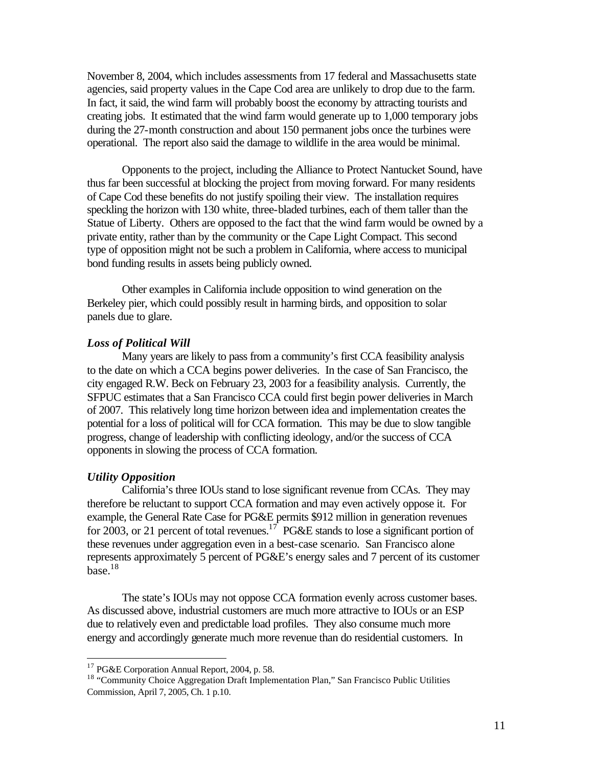November 8, 2004, which includes assessments from 17 federal and Massachusetts state agencies, said property values in the Cape Cod area are unlikely to drop due to the farm. In fact, it said, the wind farm will probably boost the economy by attracting tourists and creating jobs. It estimated that the wind farm would generate up to 1,000 temporary jobs during the 27-month construction and about 150 permanent jobs once the turbines were operational. The report also said the damage to wildlife in the area would be minimal.

Opponents to the project, including the Alliance to Protect Nantucket Sound, have thus far been successful at blocking the project from moving forward. For many residents of Cape Cod these benefits do not justify spoiling their view. The installation requires speckling the horizon with 130 white, three-bladed turbines, each of them taller than the Statue of Liberty. Others are opposed to the fact that the wind farm would be owned by a private entity, rather than by the community or the Cape Light Compact. This second type of opposition might not be such a problem in California, where access to municipal bond funding results in assets being publicly owned.

Other examples in California include opposition to wind generation on the Berkeley pier, which could possibly result in harming birds, and opposition to solar panels due to glare.

***Loss of Political Will***

Many years are likely to pass from a community's first CCA feasibility analysis to the date on which a CCA begins power deliveries. In the case of San Francisco, the city engaged R.W. Beck on February 23, 2003 for a feasibility analysis. Currently, the SFPUC estimates that a San Francisco CCA could first begin power deliveries in March of 2007. This relatively long time horizon between idea and implementation creates the potential for a loss of political will for CCA formation. This may be due to slow tangible progress, change of leadership with conflicting ideology, and/or the success of CCA opponents in slowing the process of CCA formation.

***Utility Opposition***

California's three IOUs stand to lose significant revenue from CCAs. They may therefore be reluctant to support CCA formation and may even actively oppose it. For example, the General Rate Case for PG&E permits $912 million in generation revenues for 2003, or 21 percent of total revenues.[17] PG&E stands to lose a significant portion of these revenues under aggregation even in a best-case scenario. San Francisco alone represents approximately 5 percent of PG&E's energy sales and 7 percent of its customer base.[18]

The state's IOUs may not oppose CCA formation evenly across customer bases. As discussed above, industrial customers are much more attractive to IOUs or an ESP due to relatively even and predictable load profiles. They also consume much more energy and accordingly generate much more revenue than do residential customers. In

---

[17] PG&E Corporation Annual Report, 2004, p. 58.

[18] "Community Choice Aggregation Draft Implementation Plan," San Francisco Public Utilities Commission, April 7, 2005, Ch. 1 p.10.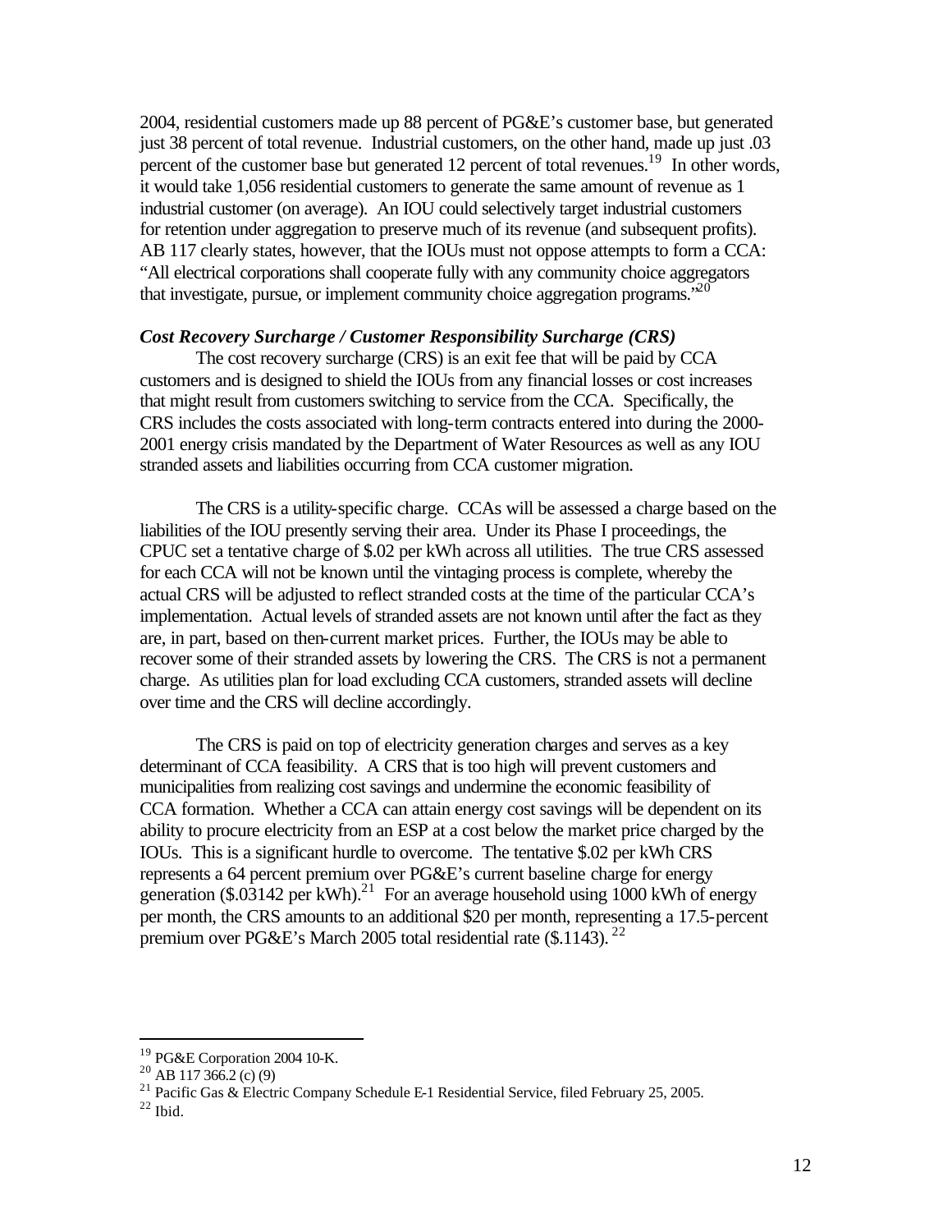2004, residential customers made up 88 percent of PG&E's customer base, but generated just 38 percent of total revenue. Industrial customers, on the other hand, made up just .03 percent of the customer base but generated 12 percent of total revenues.[19] In other words, it would take 1,056 residential customers to generate the same amount of revenue as 1 industrial customer (on average). An IOU could selectively target industrial customers for retention under aggregation to preserve much of its revenue (and subsequent profits). AB 117 clearly states, however, that the IOUs must not oppose attempts to form a CCA: "All electrical corporations shall cooperate fully with any community choice aggregators that investigate, pursue, or implement community choice aggregation programs."[20]

***Cost Recovery Surcharge / Customer Responsibility Surcharge (CRS)***

The cost recovery surcharge (CRS) is an exit fee that will be paid by CCA customers and is designed to shield the IOUs from any financial losses or cost increases that might result from customers switching to service from the CCA. Specifically, the CRS includes the costs associated with long-term contracts entered into during the 2000-2001 energy crisis mandated by the Department of Water Resources as well as any IOU stranded assets and liabilities occurring from CCA customer migration.

The CRS is a utility-specific charge. CCAs will be assessed a charge based on the liabilities of the IOU presently serving their area. Under its Phase I proceedings, the CPUC set a tentative charge of $.02 per kWh across all utilities. The true CRS assessed for each CCA will not be known until the vintaging process is complete, whereby the actual CRS will be adjusted to reflect stranded costs at the time of the particular CCA's implementation. Actual levels of stranded assets are not known until after the fact as they are, in part, based on then-current market prices. Further, the IOUs may be able to recover some of their stranded assets by lowering the CRS. The CRS is not a permanent charge. As utilities plan for load excluding CCA customers, stranded assets will decline over time and the CRS will decline accordingly.

The CRS is paid on top of electricity generation charges and serves as a key determinant of CCA feasibility. A CRS that is too high will prevent customers and municipalities from realizing cost savings and undermine the economic feasibility of CCA formation. Whether a CCA can attain energy cost savings will be dependent on its ability to procure electricity from an ESP at a cost below the market price charged by the IOUs. This is a significant hurdle to overcome. The tentative $.02 per kWh CRS represents a 64 percent premium over PG&E's current baseline charge for energy generation ($.03142 per kWh).[21] For an average household using 1000 kWh of energy per month, the CRS amounts to an additional $20 per month, representing a 17.5-percent premium over PG&E's March 2005 total residential rate ($.1143).[22]

---

[19] PG&E Corporation 2004 10-K.

[20] AB 117 366.2 (c) (9)

[21] Pacific Gas & Electric Company Schedule E-1 Residential Service, filed February 25, 2005.

[22] Ibid.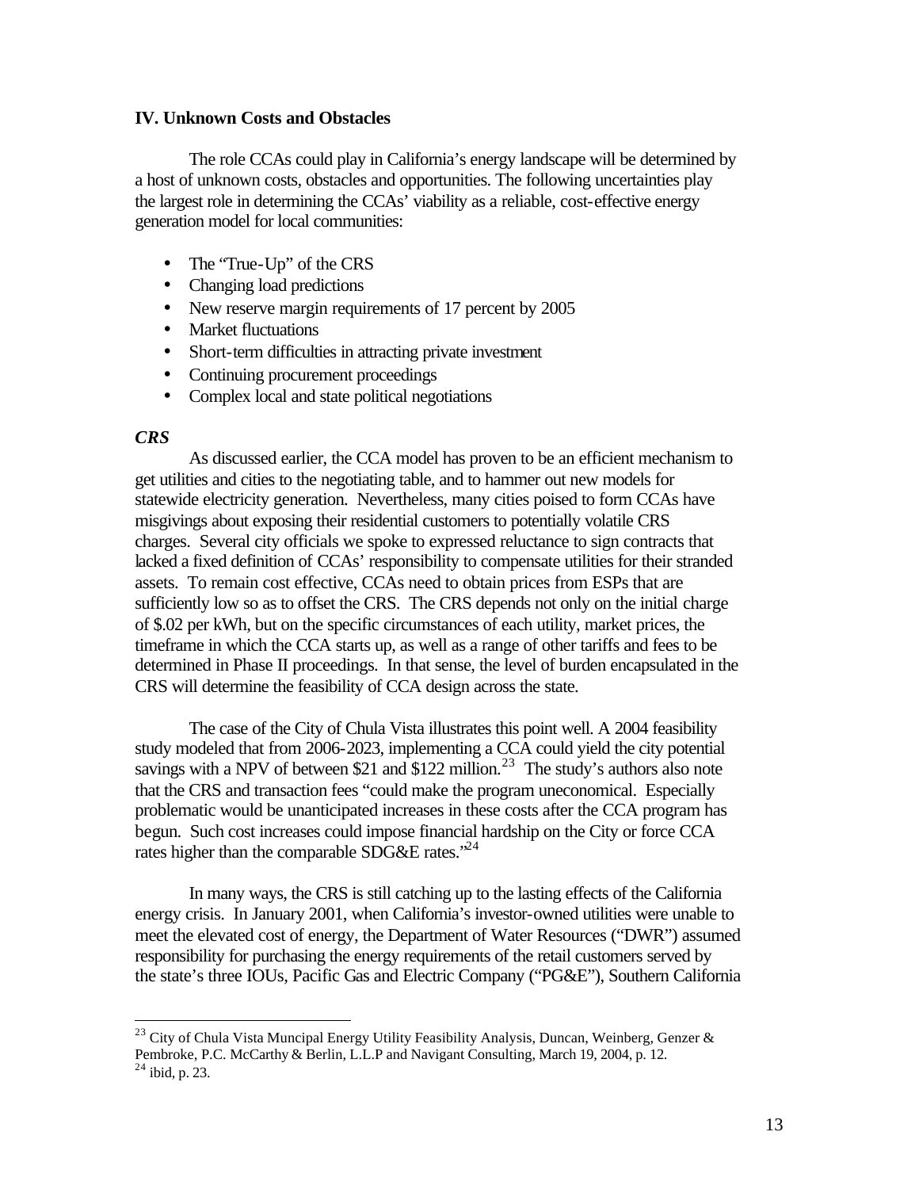## IV. Unknown Costs and Obstacles

The role CCAs could play in California's energy landscape will be determined by a host of unknown costs, obstacles and opportunities. The following uncertainties play the largest role in determining the CCAs' viability as a reliable, cost-effective energy generation model for local communities:

- The "True-Up" of the CRS
- Changing load predictions
- New reserve margin requirements of 17 percent by 2005
- Market fluctuations
- Short-term difficulties in attracting private investment
- Continuing procurement proceedings
- Complex local and state political negotiations

### *CRS*

As discussed earlier, the CCA model has proven to be an efficient mechanism to get utilities and cities to the negotiating table, and to hammer out new models for statewide electricity generation. Nevertheless, many cities poised to form CCAs have misgivings about exposing their residential customers to potentially volatile CRS charges. Several city officials we spoke to expressed reluctance to sign contracts that lacked a fixed definition of CCAs' responsibility to compensate utilities for their stranded assets. To remain cost effective, CCAs need to obtain prices from ESPs that are sufficiently low so as to offset the CRS. The CRS depends not only on the initial charge of $.02 per kWh, but on the specific circumstances of each utility, market prices, the timeframe in which the CCA starts up, as well as a range of other tariffs and fees to be determined in Phase II proceedings. In that sense, the level of burden encapsulated in the CRS will determine the feasibility of CCA design across the state.

The case of the City of Chula Vista illustrates this point well. A 2004 feasibility study modeled that from 2006-2023, implementing a CCA could yield the city potential savings with a NPV of between $21 and $122 million.[23] The study's authors also note that the CRS and transaction fees "could make the program uneconomical. Especially problematic would be unanticipated increases in these costs after the CCA program has begun. Such cost increases could impose financial hardship on the City or force CCA rates higher than the comparable SDG&E rates."[24]

In many ways, the CRS is still catching up to the lasting effects of the California energy crisis. In January 2001, when California's investor-owned utilities were unable to meet the elevated cost of energy, the Department of Water Resources ("DWR") assumed responsibility for purchasing the energy requirements of the retail customers served by the state's three IOUs, Pacific Gas and Electric Company ("PG&E"), Southern California

---

[23] City of Chula Vista Muncipal Energy Utility Feasibility Analysis, Duncan, Weinberg, Genzer & Pembroke, P.C. McCarthy & Berlin, L.L.P and Navigant Consulting, March 19, 2004, p. 12.

[24] ibid, p. 23.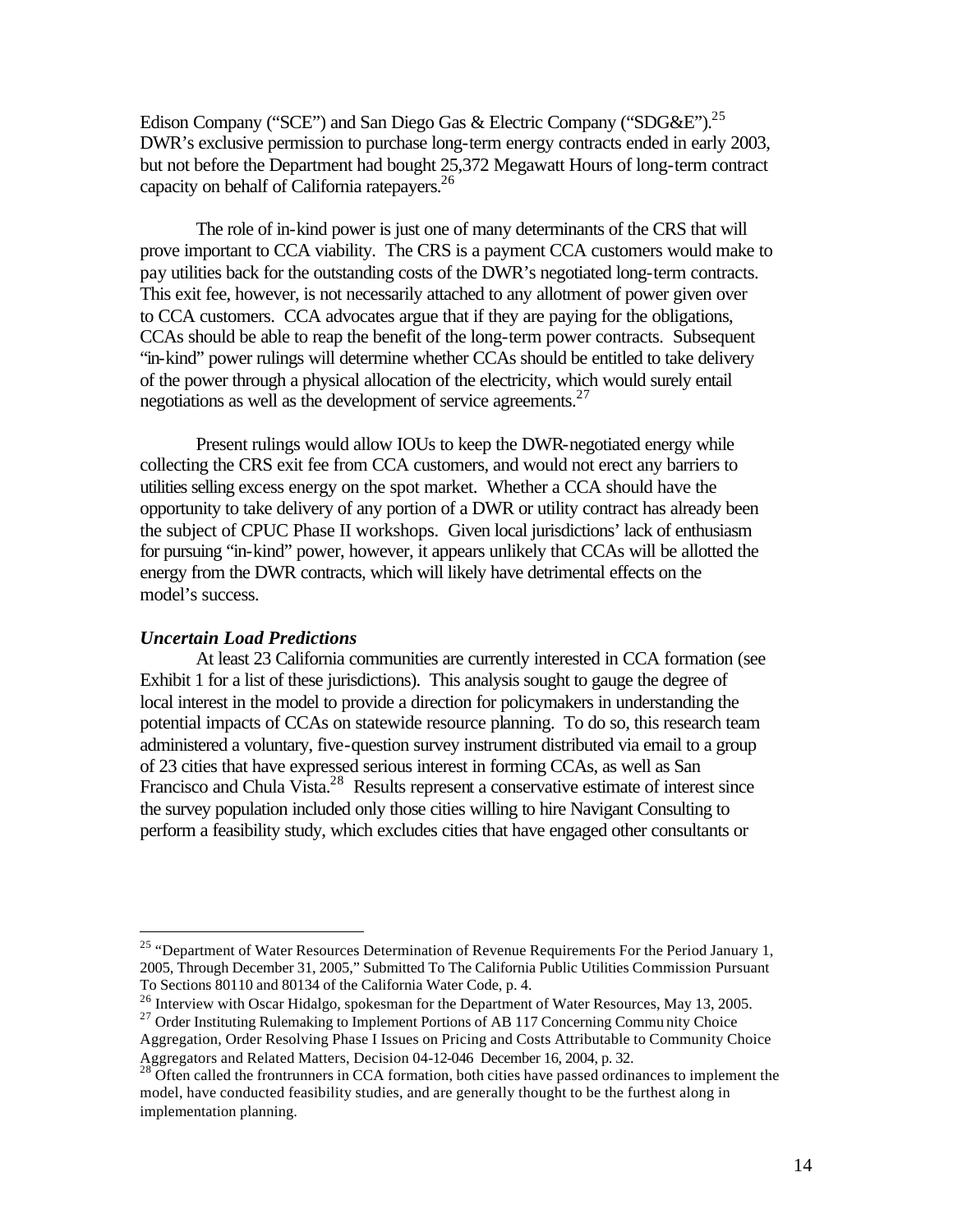Edison Company ("SCE") and San Diego Gas & Electric Company ("SDG&E").[25] DWR's exclusive permission to purchase long-term energy contracts ended in early 2003, but not before the Department had bought 25,372 Megawatt Hours of long-term contract capacity on behalf of California ratepayers.[26]

The role of in-kind power is just one of many determinants of the CRS that will prove important to CCA viability. The CRS is a payment CCA customers would make to pay utilities back for the outstanding costs of the DWR's negotiated long-term contracts. This exit fee, however, is not necessarily attached to any allotment of power given over to CCA customers. CCA advocates argue that if they are paying for the obligations, CCAs should be able to reap the benefit of the long-term power contracts. Subsequent "in-kind" power rulings will determine whether CCAs should be entitled to take delivery of the power through a physical allocation of the electricity, which would surely entail negotiations as well as the development of service agreements.[27]

Present rulings would allow IOUs to keep the DWR-negotiated energy while collecting the CRS exit fee from CCA customers, and would not erect any barriers to utilities selling excess energy on the spot market. Whether a CCA should have the opportunity to take delivery of any portion of a DWR or utility contract has already been the subject of CPUC Phase II workshops. Given local jurisdictions' lack of enthusiasm for pursuing "in-kind" power, however, it appears unlikely that CCAs will be allotted the energy from the DWR contracts, which will likely have detrimental effects on the model's success.

***Uncertain Load Predictions***

At least 23 California communities are currently interested in CCA formation (see Exhibit 1 for a list of these jurisdictions). This analysis sought to gauge the degree of local interest in the model to provide a direction for policymakers in understanding the potential impacts of CCAs on statewide resource planning. To do so, this research team administered a voluntary, five-question survey instrument distributed via email to a group of 23 cities that have expressed serious interest in forming CCAs, as well as San Francisco and Chula Vista.[28] Results represent a conservative estimate of interest since the survey population included only those cities willing to hire Navigant Consulting to perform a feasibility study, which excludes cities that have engaged other consultants or

---

[25] "Department of Water Resources Determination of Revenue Requirements For the Period January 1, 2005, Through December 31, 2005," Submitted To The California Public Utilities Commission Pursuant To Sections 80110 and 80134 of the California Water Code, p. 4.

[26] Interview with Oscar Hidalgo, spokesman for the Department of Water Resources, May 13, 2005.

[27] Order Instituting Rulemaking to Implement Portions of AB 117 Concerning Community Choice Aggregation, Order Resolving Phase I Issues on Pricing and Costs Attributable to Community Choice Aggregators and Related Matters, Decision 04-12-046 December 16, 2004, p. 32.

[28] Often called the frontrunners in CCA formation, both cities have passed ordinances to implement the model, have conducted feasibility studies, and are generally thought to be the furthest along in implementation planning.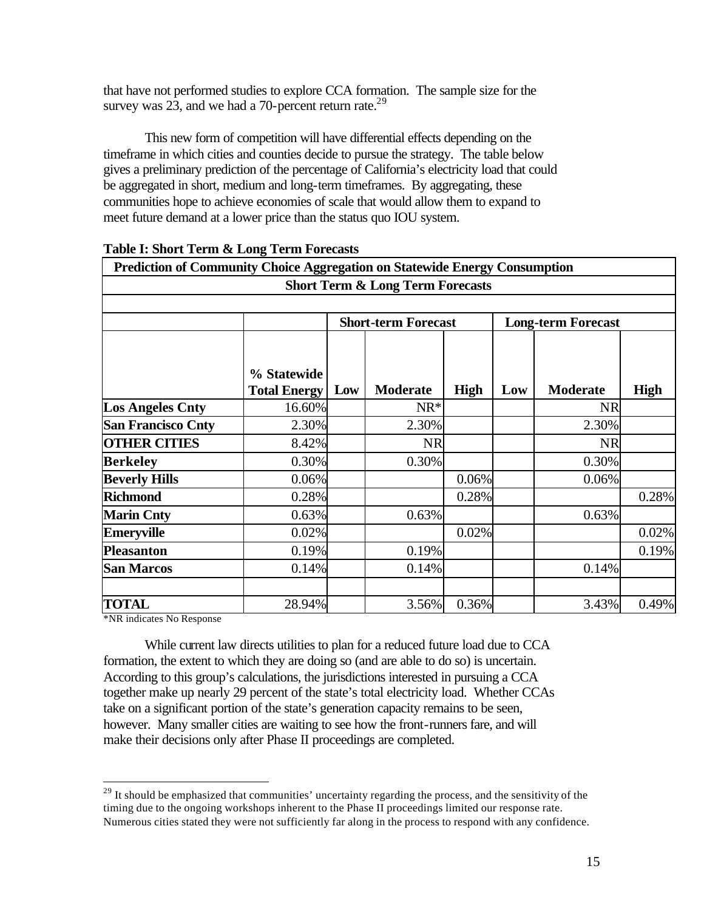that have not performed studies to explore CCA formation. The sample size for the survey was 23, and we had a 70-percent return rate.[29]

This new form of competition will have differential effects depending on the timeframe in which cities and counties decide to pursue the strategy. The table below gives a preliminary prediction of the percentage of California's electricity load that could be aggregated in short, medium and long-term timeframes. By aggregating, these communities hope to achieve economies of scale that would allow them to expand to meet future demand at a lower price than the status quo IOU system.

**Table I: Short Term & Long Term Forecasts**

| Prediction of Community Choice Aggregation on Statewide Energy Consumption | | | | | | | |
|---|---|---|---|---|---|---|---|
| Short Term & Long Term Forecasts | | | | | | | |
| | | Short-term Forecast | | | Long-term Forecast | | |
| | % Statewide Total Energy | Low | Moderate | High | Low | Moderate | High |
| **Los Angeles Cnty** | 16.60% | | NR* | | | NR | |
| **San Francisco Cnty** | 2.30% | | 2.30% | | | 2.30% | |
| **OTHER CITIES** | 8.42% | | NR | | | NR | |
| **Berkeley** | 0.30% | | 0.30% | | | 0.30% | |
| **Beverly Hills** | 0.06% | | | 0.06% | | 0.06% | |
| **Richmond** | 0.28% | | | 0.28% | | | 0.28% |
| **Marin Cnty** | 0.63% | | 0.63% | | | 0.63% | |
| **Emeryville** | 0.02% | | | 0.02% | | | 0.02% |
| **Pleasanton** | 0.19% | | 0.19% | | | | 0.19% |
| **San Marcos** | 0.14% | | 0.14% | | | 0.14% | |
| | | | | | | | |
| **TOTAL** | 28.94% | | 3.56% | 0.36% | | 3.43% | 0.49% |

*NR indicates No Response

While current law directs utilities to plan for a reduced future load due to CCA formation, the extent to which they are doing so (and are able to do so) is uncertain. According to this group's calculations, the jurisdictions interested in pursuing a CCA together make up nearly 29 percent of the state's total electricity load. Whether CCAs take on a significant portion of the state's generation capacity remains to be seen, however. Many smaller cities are waiting to see how the front-runners fare, and will make their decisions only after Phase II proceedings are completed.

[29] It should be emphasized that communities' uncertainty regarding the process, and the sensitivity of the timing due to the ongoing workshops inherent to the Phase II proceedings limited our response rate. Numerous cities stated they were not sufficiently far along in the process to respond with any confidence.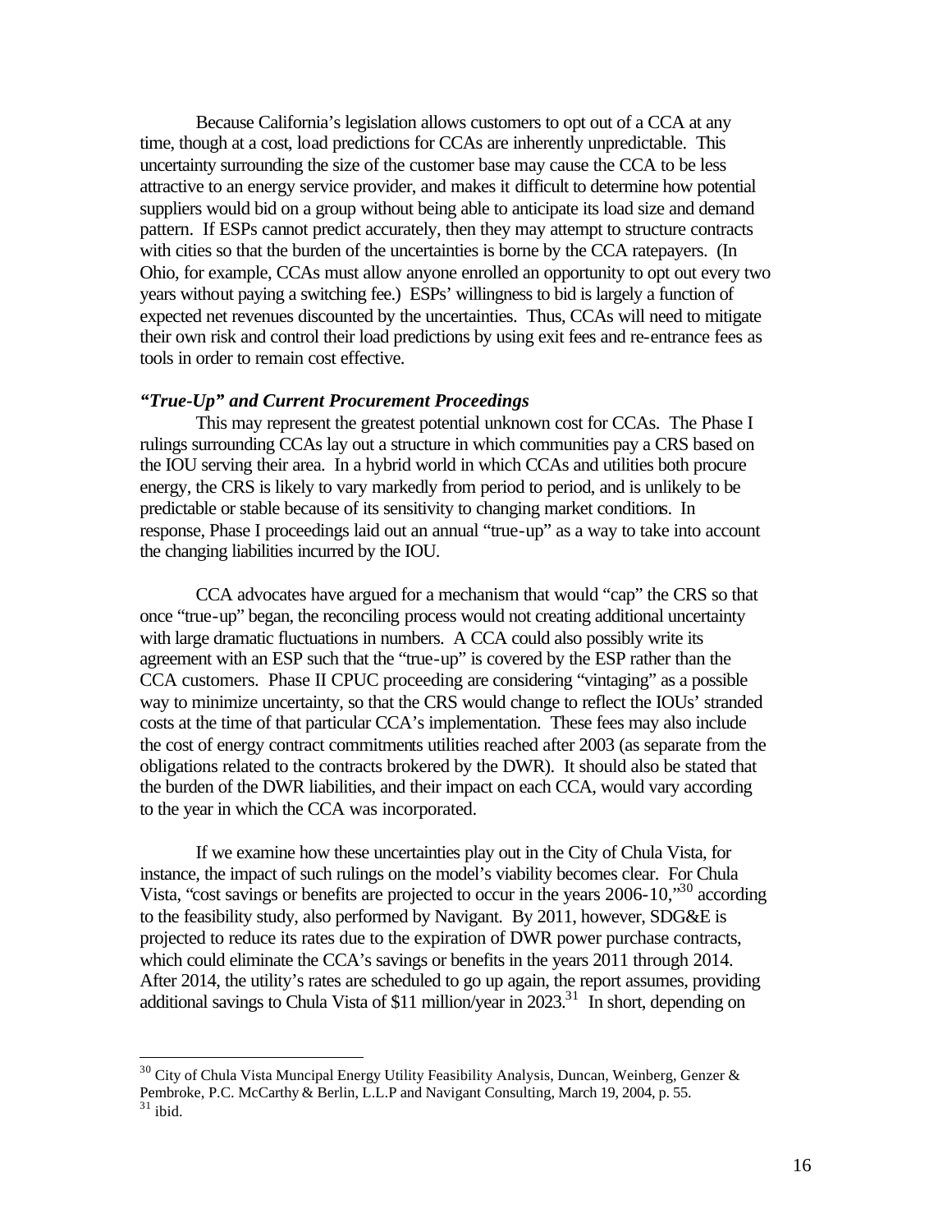Because California's legislation allows customers to opt out of a CCA at any time, though at a cost, load predictions for CCAs are inherently unpredictable. This uncertainty surrounding the size of the customer base may cause the CCA to be less attractive to an energy service provider, and makes it difficult to determine how potential suppliers would bid on a group without being able to anticipate its load size and demand pattern. If ESPs cannot predict accurately, then they may attempt to structure contracts with cities so that the burden of the uncertainties is borne by the CCA ratepayers. (In Ohio, for example, CCAs must allow anyone enrolled an opportunity to opt out every two years without paying a switching fee.) ESPs' willingness to bid is largely a function of expected net revenues discounted by the uncertainties. Thus, CCAs will need to mitigate their own risk and control their load predictions by using exit fees and re-entrance fees as tools in order to remain cost effective.

### *"True-Up" and Current Procurement Proceedings*

This may represent the greatest potential unknown cost for CCAs. The Phase I rulings surrounding CCAs lay out a structure in which communities pay a CRS based on the IOU serving their area. In a hybrid world in which CCAs and utilities both procure energy, the CRS is likely to vary markedly from period to period, and is unlikely to be predictable or stable because of its sensitivity to changing market conditions. In response, Phase I proceedings laid out an annual "true-up" as a way to take into account the changing liabilities incurred by the IOU.

CCA advocates have argued for a mechanism that would "cap" the CRS so that once "true-up" began, the reconciling process would not creating additional uncertainty with large dramatic fluctuations in numbers. A CCA could also possibly write its agreement with an ESP such that the "true-up" is covered by the ESP rather than the CCA customers. Phase II CPUC proceeding are considering "vintaging" as a possible way to minimize uncertainty, so that the CRS would change to reflect the IOUs' stranded costs at the time of that particular CCA's implementation. These fees may also include the cost of energy contract commitments utilities reached after 2003 (as separate from the obligations related to the contracts brokered by the DWR). It should also be stated that the burden of the DWR liabilities, and their impact on each CCA, would vary according to the year in which the CCA was incorporated.

If we examine how these uncertainties play out in the City of Chula Vista, for instance, the impact of such rulings on the model's viability becomes clear. For Chula Vista, "cost savings or benefits are projected to occur in the years 2006-10,"[30] according to the feasibility study, also performed by Navigant. By 2011, however, SDG&E is projected to reduce its rates due to the expiration of DWR power purchase contracts, which could eliminate the CCA's savings or benefits in the years 2011 through 2014. After 2014, the utility's rates are scheduled to go up again, the report assumes, providing additional savings to Chula Vista of $11 million/year in 2023.[31] In short, depending on

---

[30] City of Chula Vista Muncipal Energy Utility Feasibility Analysis, Duncan, Weinberg, Genzer & Pembroke, P.C. McCarthy & Berlin, L.L.P and Navigant Consulting, March 19, 2004, p. 55.

[31] ibid.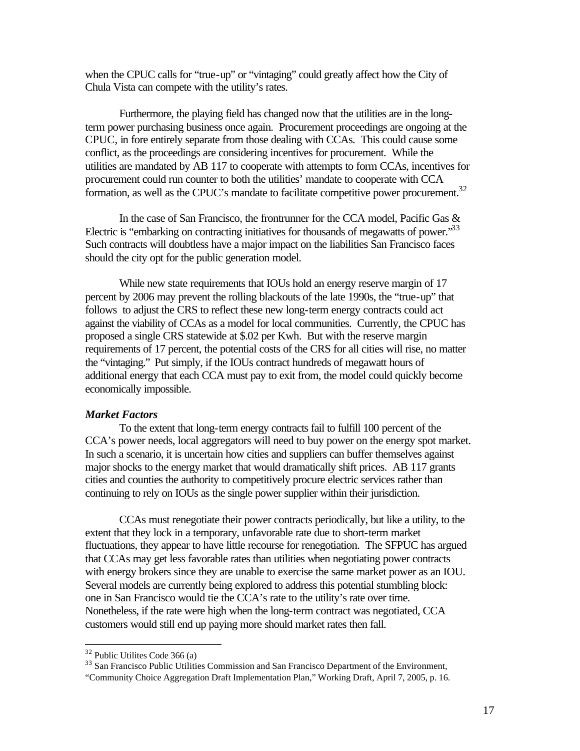when the CPUC calls for "true-up" or "vintaging" could greatly affect how the City of Chula Vista can compete with the utility's rates.

Furthermore, the playing field has changed now that the utilities are in the long-term power purchasing business once again. Procurement proceedings are ongoing at the CPUC, in fore entirely separate from those dealing with CCAs. This could cause some conflict, as the proceedings are considering incentives for procurement. While the utilities are mandated by AB 117 to cooperate with attempts to form CCAs, incentives for procurement could run counter to both the utilities' mandate to cooperate with CCA formation, as well as the CPUC's mandate to facilitate competitive power procurement.[32]

In the case of San Francisco, the frontrunner for the CCA model, Pacific Gas & Electric is "embarking on contracting initiatives for thousands of megawatts of power."[33] Such contracts will doubtless have a major impact on the liabilities San Francisco faces should the city opt for the public generation model.

While new state requirements that IOUs hold an energy reserve margin of 17 percent by 2006 may prevent the rolling blackouts of the late 1990s, the "true-up" that follows to adjust the CRS to reflect these new long-term energy contracts could act against the viability of CCAs as a model for local communities. Currently, the CPUC has proposed a single CRS statewide at $.02 per Kwh. But with the reserve margin requirements of 17 percent, the potential costs of the CRS for all cities will rise, no matter the "vintaging." Put simply, if the IOUs contract hundreds of megawatt hours of additional energy that each CCA must pay to exit from, the model could quickly become economically impossible.

***Market Factors***

To the extent that long-term energy contracts fail to fulfill 100 percent of the CCA's power needs, local aggregators will need to buy power on the energy spot market. In such a scenario, it is uncertain how cities and suppliers can buffer themselves against major shocks to the energy market that would dramatically shift prices. AB 117 grants cities and counties the authority to competitively procure electric services rather than continuing to rely on IOUs as the single power supplier within their jurisdiction.

CCAs must renegotiate their power contracts periodically, but like a utility, to the extent that they lock in a temporary, unfavorable rate due to short-term market fluctuations, they appear to have little recourse for renegotiation. The SFPUC has argued that CCAs may get less favorable rates than utilities when negotiating power contracts with energy brokers since they are unable to exercise the same market power as an IOU. Several models are currently being explored to address this potential stumbling block: one in San Francisco would tie the CCA's rate to the utility's rate over time. Nonetheless, if the rate were high when the long-term contract was negotiated, CCA customers would still end up paying more should market rates then fall.

---

[32] Public Utilites Code 366 (a)

[33] San Francisco Public Utilities Commission and San Francisco Department of the Environment, "Community Choice Aggregation Draft Implementation Plan," Working Draft, April 7, 2005, p. 16.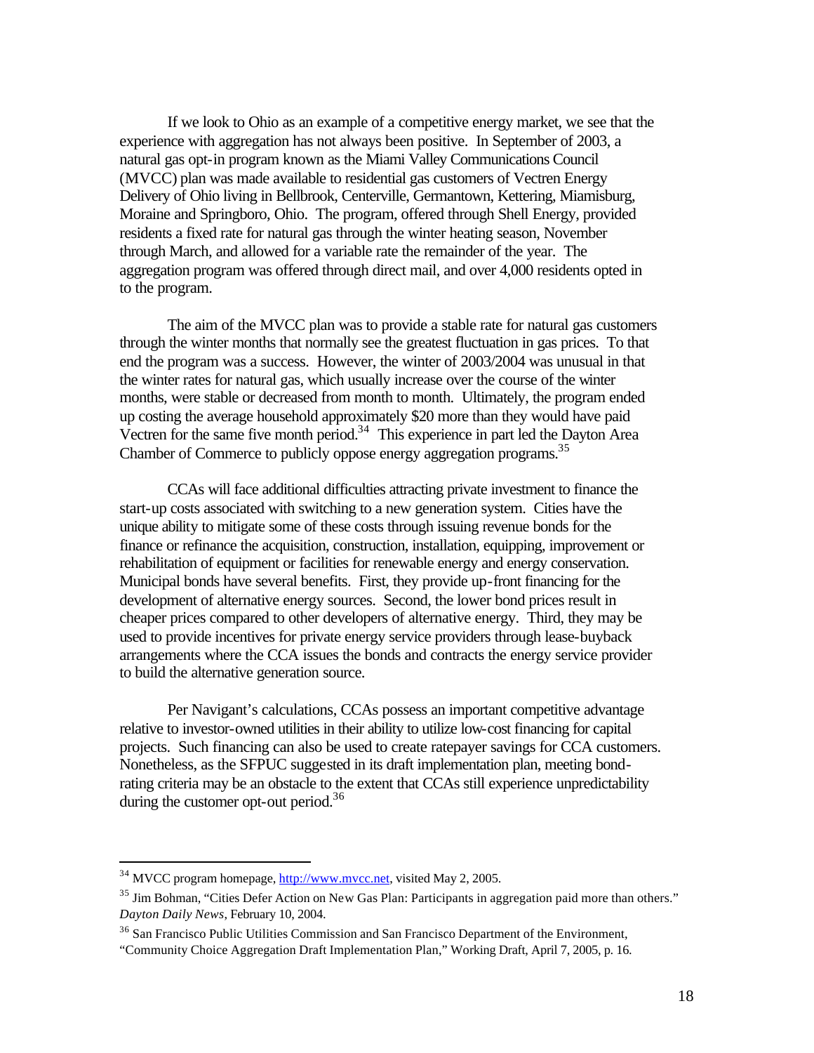If we look to Ohio as an example of a competitive energy market, we see that the experience with aggregation has not always been positive. In September of 2003, a natural gas opt-in program known as the Miami Valley Communications Council (MVCC) plan was made available to residential gas customers of Vectren Energy Delivery of Ohio living in Bellbrook, Centerville, Germantown, Kettering, Miamisburg, Moraine and Springboro, Ohio. The program, offered through Shell Energy, provided residents a fixed rate for natural gas through the winter heating season, November through March, and allowed for a variable rate the remainder of the year. The aggregation program was offered through direct mail, and over 4,000 residents opted in to the program.

The aim of the MVCC plan was to provide a stable rate for natural gas customers through the winter months that normally see the greatest fluctuation in gas prices. To that end the program was a success. However, the winter of 2003/2004 was unusual in that the winter rates for natural gas, which usually increase over the course of the winter months, were stable or decreased from month to month. Ultimately, the program ended up costing the average household approximately $20 more than they would have paid Vectren for the same five month period.[34] This experience in part led the Dayton Area Chamber of Commerce to publicly oppose energy aggregation programs.[35]

CCAs will face additional difficulties attracting private investment to finance the start-up costs associated with switching to a new generation system. Cities have the unique ability to mitigate some of these costs through issuing revenue bonds for the finance or refinance the acquisition, construction, installation, equipping, improvement or rehabilitation of equipment or facilities for renewable energy and energy conservation. Municipal bonds have several benefits. First, they provide up-front financing for the development of alternative energy sources. Second, the lower bond prices result in cheaper prices compared to other developers of alternative energy. Third, they may be used to provide incentives for private energy service providers through lease-buyback arrangements where the CCA issues the bonds and contracts the energy service provider to build the alternative generation source.

Per Navigant's calculations, CCAs possess an important competitive advantage relative to investor-owned utilities in their ability to utilize low-cost financing for capital projects. Such financing can also be used to create ratepayer savings for CCA customers. Nonetheless, as the SFPUC suggested in its draft implementation plan, meeting bond-rating criteria may be an obstacle to the extent that CCAs still experience unpredictability during the customer opt-out period.[36]

---

[34] MVCC program homepage, http://www.mvcc.net, visited May 2, 2005.

[35] Jim Bohman, "Cities Defer Action on New Gas Plan: Participants in aggregation paid more than others." *Dayton Daily News*, February 10, 2004.

[36] San Francisco Public Utilities Commission and San Francisco Department of the Environment, "Community Choice Aggregation Draft Implementation Plan," Working Draft, April 7, 2005, p. 16.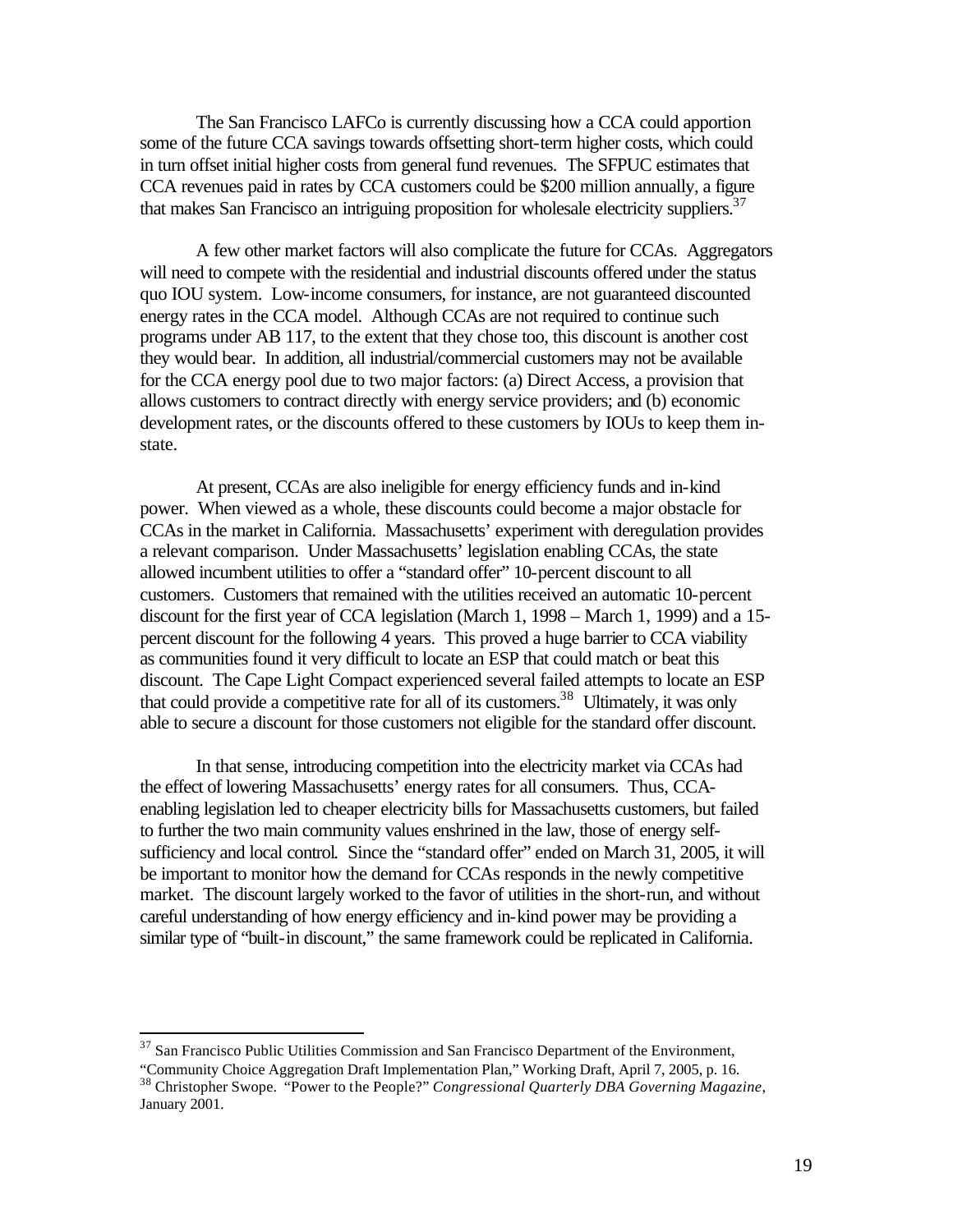The San Francisco LAFCo is currently discussing how a CCA could apportion some of the future CCA savings towards offsetting short-term higher costs, which could in turn offset initial higher costs from general fund revenues. The SFPUC estimates that CCA revenues paid in rates by CCA customers could be $200 million annually, a figure that makes San Francisco an intriguing proposition for wholesale electricity suppliers.[37]

A few other market factors will also complicate the future for CCAs. Aggregators will need to compete with the residential and industrial discounts offered under the status quo IOU system. Low-income consumers, for instance, are not guaranteed discounted energy rates in the CCA model. Although CCAs are not required to continue such programs under AB 117, to the extent that they chose too, this discount is another cost they would bear. In addition, all industrial/commercial customers may not be available for the CCA energy pool due to two major factors: (a) Direct Access, a provision that allows customers to contract directly with energy service providers; and (b) economic development rates, or the discounts offered to these customers by IOUs to keep them in-state.

At present, CCAs are also ineligible for energy efficiency funds and in-kind power. When viewed as a whole, these discounts could become a major obstacle for CCAs in the market in California. Massachusetts' experiment with deregulation provides a relevant comparison. Under Massachusetts' legislation enabling CCAs, the state allowed incumbent utilities to offer a "standard offer" 10-percent discount to all customers. Customers that remained with the utilities received an automatic 10-percent discount for the first year of CCA legislation (March 1, 1998 – March 1, 1999) and a 15-percent discount for the following 4 years. This proved a huge barrier to CCA viability as communities found it very difficult to locate an ESP that could match or beat this discount. The Cape Light Compact experienced several failed attempts to locate an ESP that could provide a competitive rate for all of its customers.[38] Ultimately, it was only able to secure a discount for those customers not eligible for the standard offer discount.

In that sense, introducing competition into the electricity market via CCAs had the effect of lowering Massachusetts' energy rates for all consumers. Thus, CCA-enabling legislation led to cheaper electricity bills for Massachusetts customers, but failed to further the two main community values enshrined in the law, those of energy self-sufficiency and local control. Since the "standard offer" ended on March 31, 2005, it will be important to monitor how the demand for CCAs responds in the newly competitive market. The discount largely worked to the favor of utilities in the short-run, and without careful understanding of how energy efficiency and in-kind power may be providing a similar type of "built-in discount," the same framework could be replicated in California.

---

[37] San Francisco Public Utilities Commission and San Francisco Department of the Environment, "Community Choice Aggregation Draft Implementation Plan," Working Draft, April 7, 2005, p. 16.

[38] Christopher Swope. "Power to the People?" *Congressional Quarterly DBA Governing Magazine*, January 2001.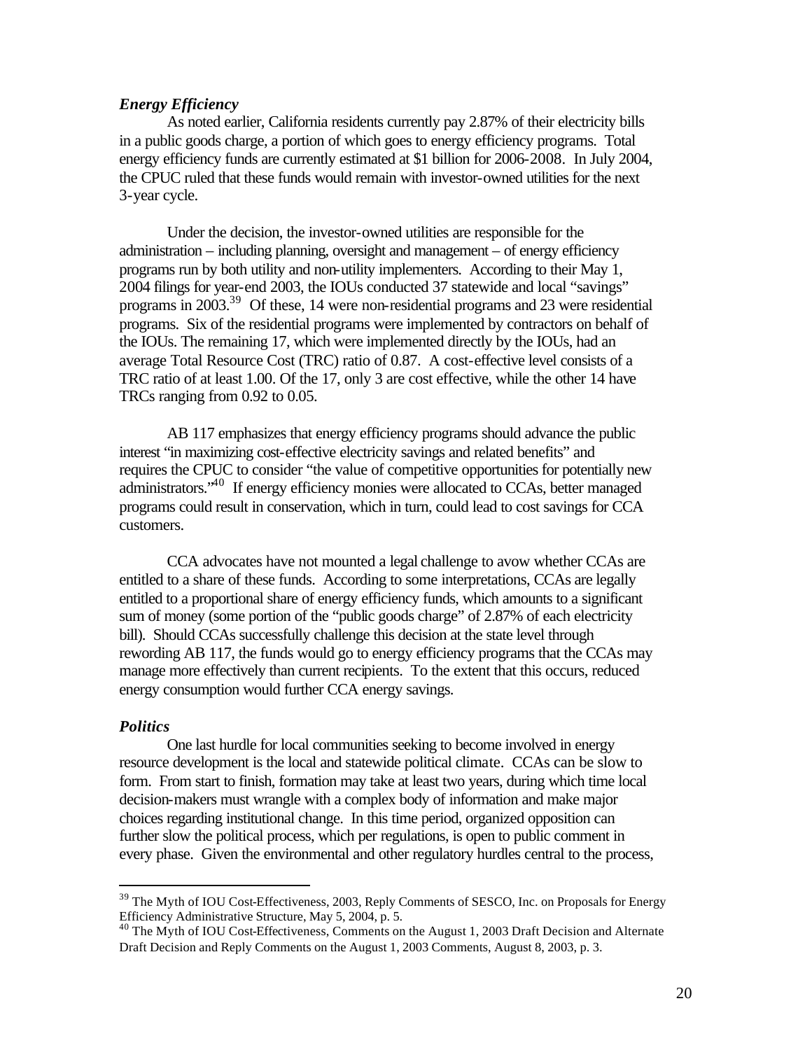### *Energy Efficiency*

As noted earlier, California residents currently pay 2.87% of their electricity bills in a public goods charge, a portion of which goes to energy efficiency programs. Total energy efficiency funds are currently estimated at $1 billion for 2006-2008. In July 2004, the CPUC ruled that these funds would remain with investor-owned utilities for the next 3-year cycle.

Under the decision, the investor-owned utilities are responsible for the administration – including planning, oversight and management – of energy efficiency programs run by both utility and non-utility implementers. According to their May 1, 2004 filings for year-end 2003, the IOUs conducted 37 statewide and local "savings" programs in 2003.[39] Of these, 14 were non-residential programs and 23 were residential programs. Six of the residential programs were implemented by contractors on behalf of the IOUs. The remaining 17, which were implemented directly by the IOUs, had an average Total Resource Cost (TRC) ratio of 0.87. A cost-effective level consists of a TRC ratio of at least 1.00. Of the 17, only 3 are cost effective, while the other 14 have TRCs ranging from 0.92 to 0.05.

AB 117 emphasizes that energy efficiency programs should advance the public interest "in maximizing cost-effective electricity savings and related benefits" and requires the CPUC to consider "the value of competitive opportunities for potentially new administrators."[40] If energy efficiency monies were allocated to CCAs, better managed programs could result in conservation, which in turn, could lead to cost savings for CCA customers.

CCA advocates have not mounted a legal challenge to avow whether CCAs are entitled to a share of these funds. According to some interpretations, CCAs are legally entitled to a proportional share of energy efficiency funds, which amounts to a significant sum of money (some portion of the "public goods charge" of 2.87% of each electricity bill). Should CCAs successfully challenge this decision at the state level through rewording AB 117, the funds would go to energy efficiency programs that the CCAs may manage more effectively than current recipients. To the extent that this occurs, reduced energy consumption would further CCA energy savings.

### *Politics*

One last hurdle for local communities seeking to become involved in energy resource development is the local and statewide political climate. CCAs can be slow to form. From start to finish, formation may take at least two years, during which time local decision-makers must wrangle with a complex body of information and make major choices regarding institutional change. In this time period, organized opposition can further slow the political process, which per regulations, is open to public comment in every phase. Given the environmental and other regulatory hurdles central to the process,

---

[39] The Myth of IOU Cost-Effectiveness, 2003, Reply Comments of SESCO, Inc. on Proposals for Energy Efficiency Administrative Structure, May 5, 2004, p. 5.

[40] The Myth of IOU Cost-Effectiveness, Comments on the August 1, 2003 Draft Decision and Alternate Draft Decision and Reply Comments on the August 1, 2003 Comments, August 8, 2003, p. 3.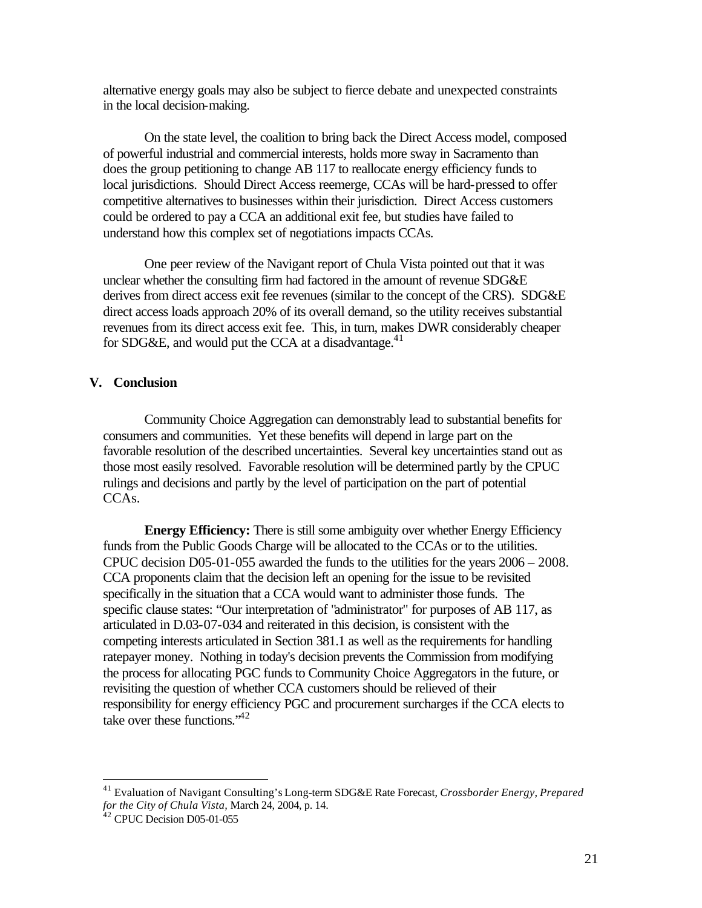alternative energy goals may also be subject to fierce debate and unexpected constraints in the local decision-making.

On the state level, the coalition to bring back the Direct Access model, composed of powerful industrial and commercial interests, holds more sway in Sacramento than does the group petitioning to change AB 117 to reallocate energy efficiency funds to local jurisdictions. Should Direct Access reemerge, CCAs will be hard-pressed to offer competitive alternatives to businesses within their jurisdiction. Direct Access customers could be ordered to pay a CCA an additional exit fee, but studies have failed to understand how this complex set of negotiations impacts CCAs.

One peer review of the Navigant report of Chula Vista pointed out that it was unclear whether the consulting firm had factored in the amount of revenue SDG&E derives from direct access exit fee revenues (similar to the concept of the CRS). SDG&E direct access loads approach 20% of its overall demand, so the utility receives substantial revenues from its direct access exit fee. This, in turn, makes DWR considerably cheaper for SDG&E, and would put the CCA at a disadvantage.[41]

## V. Conclusion

Community Choice Aggregation can demonstrably lead to substantial benefits for consumers and communities. Yet these benefits will depend in large part on the favorable resolution of the described uncertainties. Several key uncertainties stand out as those most easily resolved. Favorable resolution will be determined partly by the CPUC rulings and decisions and partly by the level of participation on the part of potential CCAs.

**Energy Efficiency:** There is still some ambiguity over whether Energy Efficiency funds from the Public Goods Charge will be allocated to the CCAs or to the utilities. CPUC decision D05-01-055 awarded the funds to the utilities for the years 2006 – 2008. CCA proponents claim that the decision left an opening for the issue to be revisited specifically in the situation that a CCA would want to administer those funds. The specific clause states: "Our interpretation of "administrator" for purposes of AB 117, as articulated in D.03-07-034 and reiterated in this decision, is consistent with the competing interests articulated in Section 381.1 as well as the requirements for handling ratepayer money. Nothing in today's decision prevents the Commission from modifying the process for allocating PGC funds to Community Choice Aggregators in the future, or revisiting the question of whether CCA customers should be relieved of their responsibility for energy efficiency PGC and procurement surcharges if the CCA elects to take over these functions."[42]

---

[41] Evaluation of Navigant Consulting's Long-term SDG&E Rate Forecast, *Crossborder Energy, Prepared for the City of Chula Vista,* March 24, 2004, p. 14.

[42] CPUC Decision D05-01-055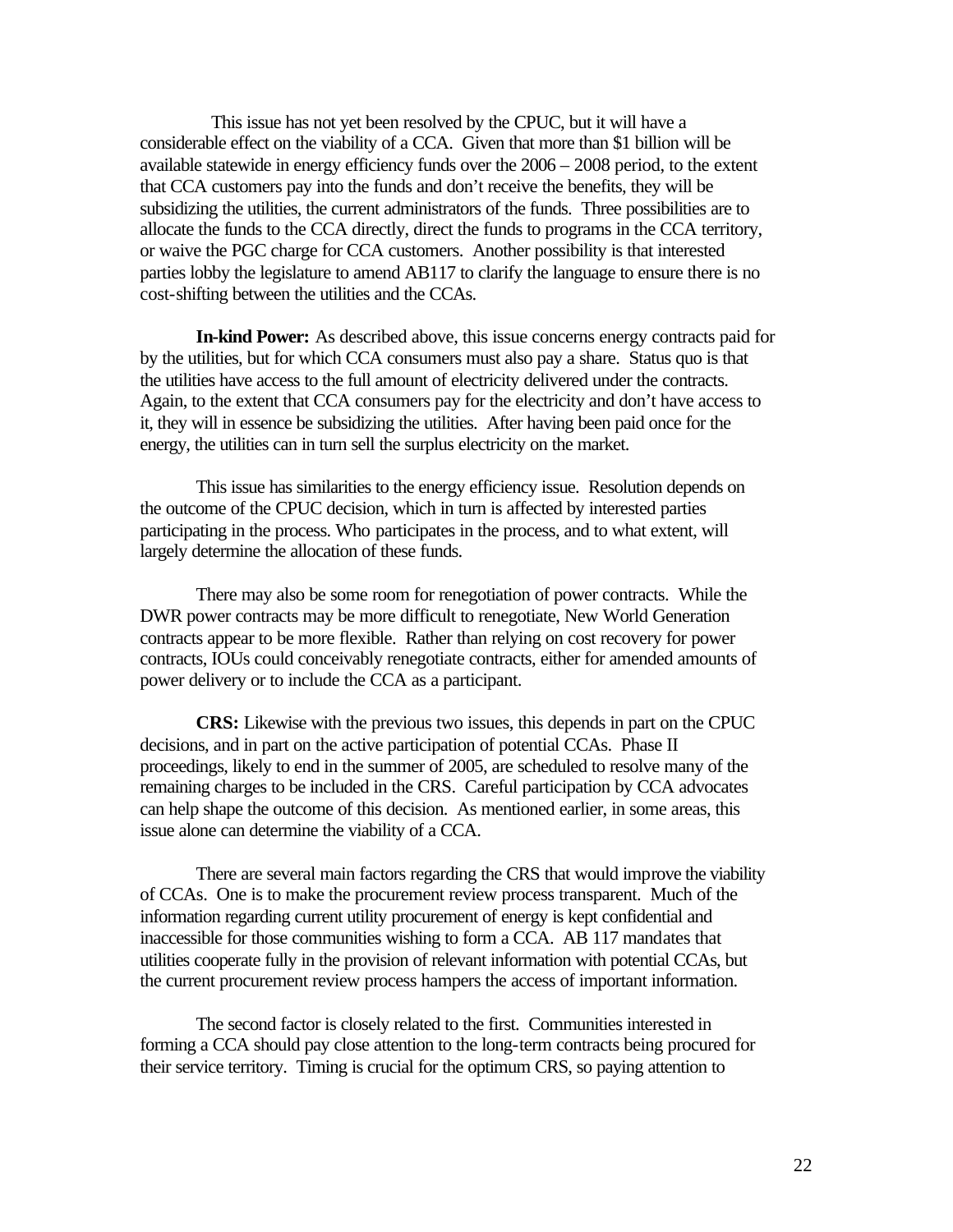This issue has not yet been resolved by the CPUC, but it will have a considerable effect on the viability of a CCA. Given that more than $1 billion will be available statewide in energy efficiency funds over the 2006 – 2008 period, to the extent that CCA customers pay into the funds and don't receive the benefits, they will be subsidizing the utilities, the current administrators of the funds. Three possibilities are to allocate the funds to the CCA directly, direct the funds to programs in the CCA territory, or waive the PGC charge for CCA customers. Another possibility is that interested parties lobby the legislature to amend AB117 to clarify the language to ensure there is no cost-shifting between the utilities and the CCAs.

**In-kind Power:** As described above, this issue concerns energy contracts paid for by the utilities, but for which CCA consumers must also pay a share. Status quo is that the utilities have access to the full amount of electricity delivered under the contracts. Again, to the extent that CCA consumers pay for the electricity and don't have access to it, they will in essence be subsidizing the utilities. After having been paid once for the energy, the utilities can in turn sell the surplus electricity on the market.

This issue has similarities to the energy efficiency issue. Resolution depends on the outcome of the CPUC decision, which in turn is affected by interested parties participating in the process. Who participates in the process, and to what extent, will largely determine the allocation of these funds.

There may also be some room for renegotiation of power contracts. While the DWR power contracts may be more difficult to renegotiate, New World Generation contracts appear to be more flexible. Rather than relying on cost recovery for power contracts, IOUs could conceivably renegotiate contracts, either for amended amounts of power delivery or to include the CCA as a participant.

**CRS:** Likewise with the previous two issues, this depends in part on the CPUC decisions, and in part on the active participation of potential CCAs. Phase II proceedings, likely to end in the summer of 2005, are scheduled to resolve many of the remaining charges to be included in the CRS. Careful participation by CCA advocates can help shape the outcome of this decision. As mentioned earlier, in some areas, this issue alone can determine the viability of a CCA.

There are several main factors regarding the CRS that would improve the viability of CCAs. One is to make the procurement review process transparent. Much of the information regarding current utility procurement of energy is kept confidential and inaccessible for those communities wishing to form a CCA. AB 117 mandates that utilities cooperate fully in the provision of relevant information with potential CCAs, but the current procurement review process hampers the access of important information.

The second factor is closely related to the first. Communities interested in forming a CCA should pay close attention to the long-term contracts being procured for their service territory. Timing is crucial for the optimum CRS, so paying attention to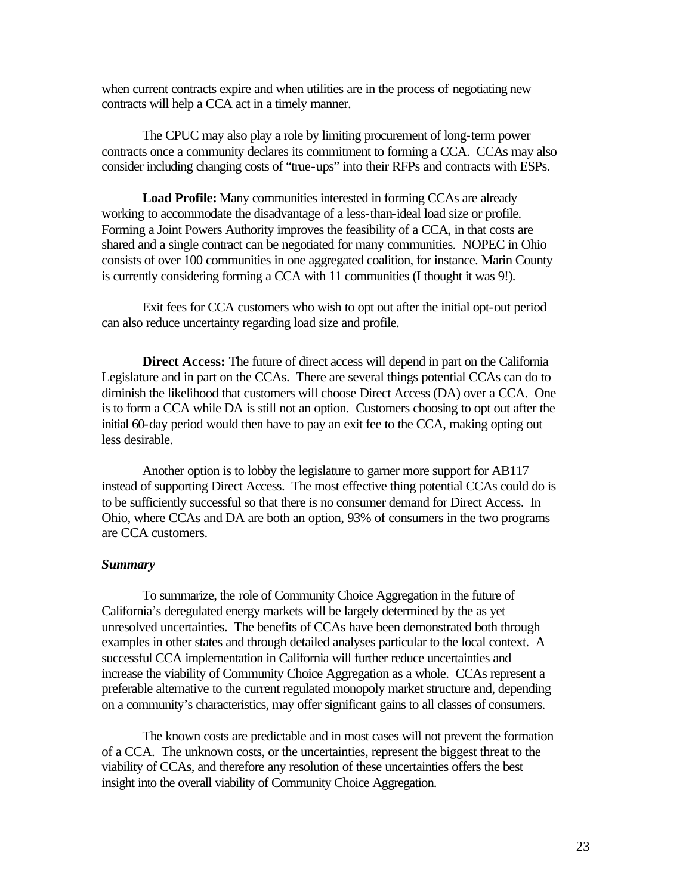when current contracts expire and when utilities are in the process of negotiating new contracts will help a CCA act in a timely manner.

The CPUC may also play a role by limiting procurement of long-term power contracts once a community declares its commitment to forming a CCA. CCAs may also consider including changing costs of "true-ups" into their RFPs and contracts with ESPs.

**Load Profile:** Many communities interested in forming CCAs are already working to accommodate the disadvantage of a less-than-ideal load size or profile. Forming a Joint Powers Authority improves the feasibility of a CCA, in that costs are shared and a single contract can be negotiated for many communities. NOPEC in Ohio consists of over 100 communities in one aggregated coalition, for instance. Marin County is currently considering forming a CCA with 11 communities (I thought it was 9!).

Exit fees for CCA customers who wish to opt out after the initial opt-out period can also reduce uncertainty regarding load size and profile.

**Direct Access:** The future of direct access will depend in part on the California Legislature and in part on the CCAs. There are several things potential CCAs can do to diminish the likelihood that customers will choose Direct Access (DA) over a CCA. One is to form a CCA while DA is still not an option. Customers choosing to opt out after the initial 60-day period would then have to pay an exit fee to the CCA, making opting out less desirable.

Another option is to lobby the legislature to garner more support for AB117 instead of supporting Direct Access. The most effective thing potential CCAs could do is to be sufficiently successful so that there is no consumer demand for Direct Access. In Ohio, where CCAs and DA are both an option, 93% of consumers in the two programs are CCA customers.

***Summary***

To summarize, the role of Community Choice Aggregation in the future of California's deregulated energy markets will be largely determined by the as yet unresolved uncertainties. The benefits of CCAs have been demonstrated both through examples in other states and through detailed analyses particular to the local context. A successful CCA implementation in California will further reduce uncertainties and increase the viability of Community Choice Aggregation as a whole. CCAs represent a preferable alternative to the current regulated monopoly market structure and, depending on a community's characteristics, may offer significant gains to all classes of consumers.

The known costs are predictable and in most cases will not prevent the formation of a CCA. The unknown costs, or the uncertainties, represent the biggest threat to the viability of CCAs, and therefore any resolution of these uncertainties offers the best insight into the overall viability of Community Choice Aggregation.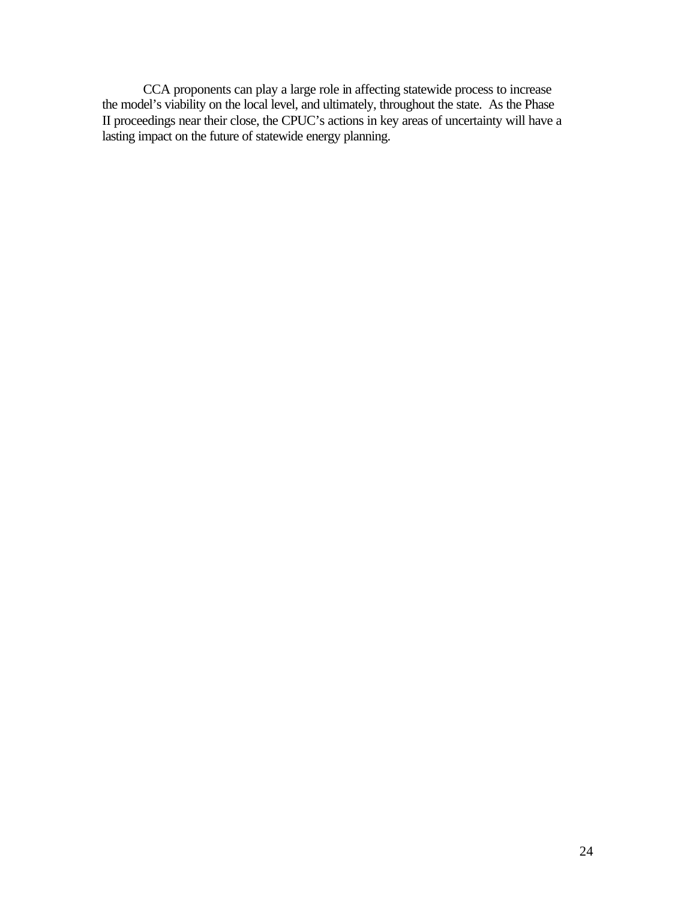CCA proponents can play a large role in affecting statewide process to increase the model's viability on the local level, and ultimately, throughout the state. As the Phase II proceedings near their close, the CPUC's actions in key areas of uncertainty will have a lasting impact on the future of statewide energy planning.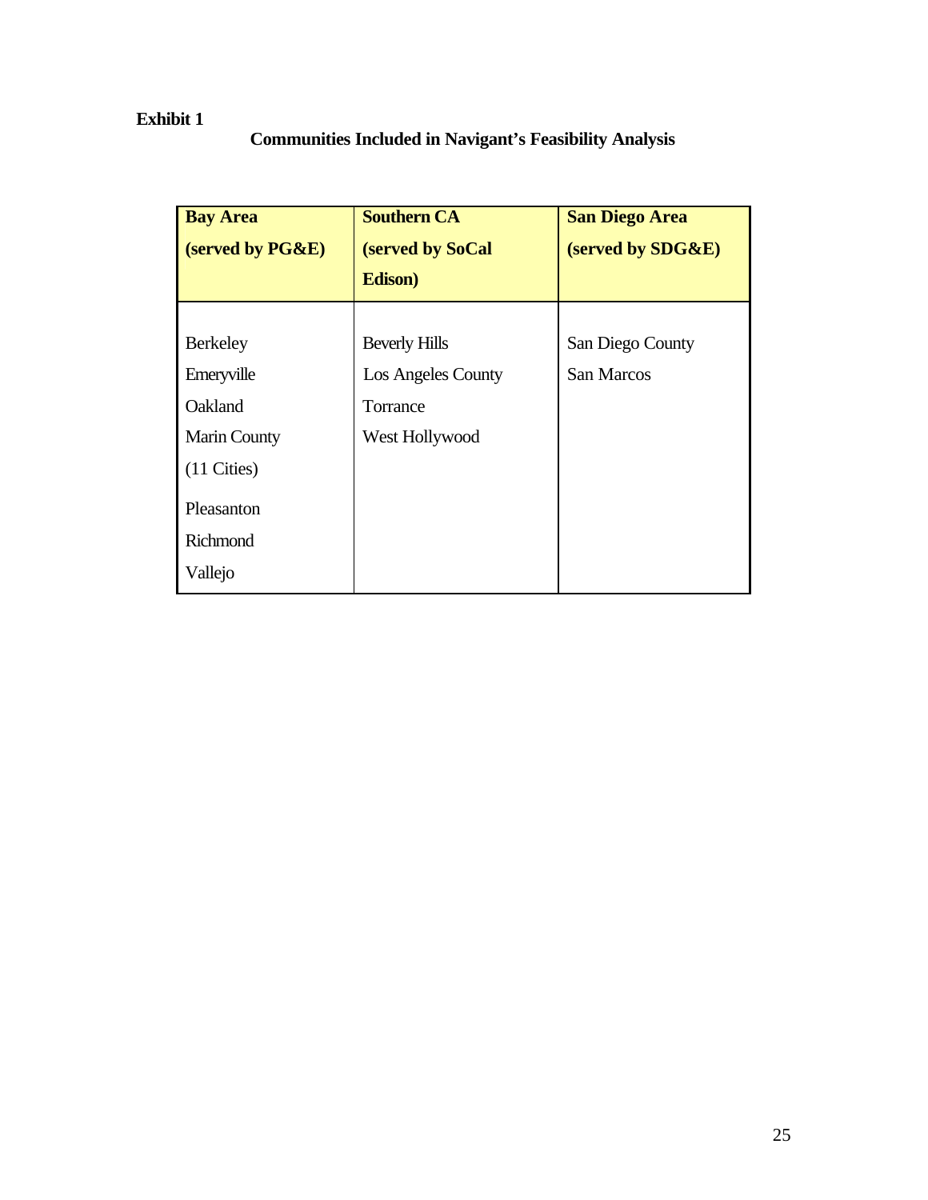**Exhibit 1**

**Communities Included in Navigant's Feasibility Analysis**

| **Bay Area (served by PG&E)** | **Southern CA (served by SoCal Edison)** | **San Diego Area (served by SDG&E)** |
|---|---|---|
| Berkeley | Beverly Hills | San Diego County |
| Emeryville | Los Angeles County | San Marcos |
| Oakland | Torrance | |
| Marin County (11 Cities) | West Hollywood | |
| Pleasanton | | |
| Richmond | | |
| Vallejo | | |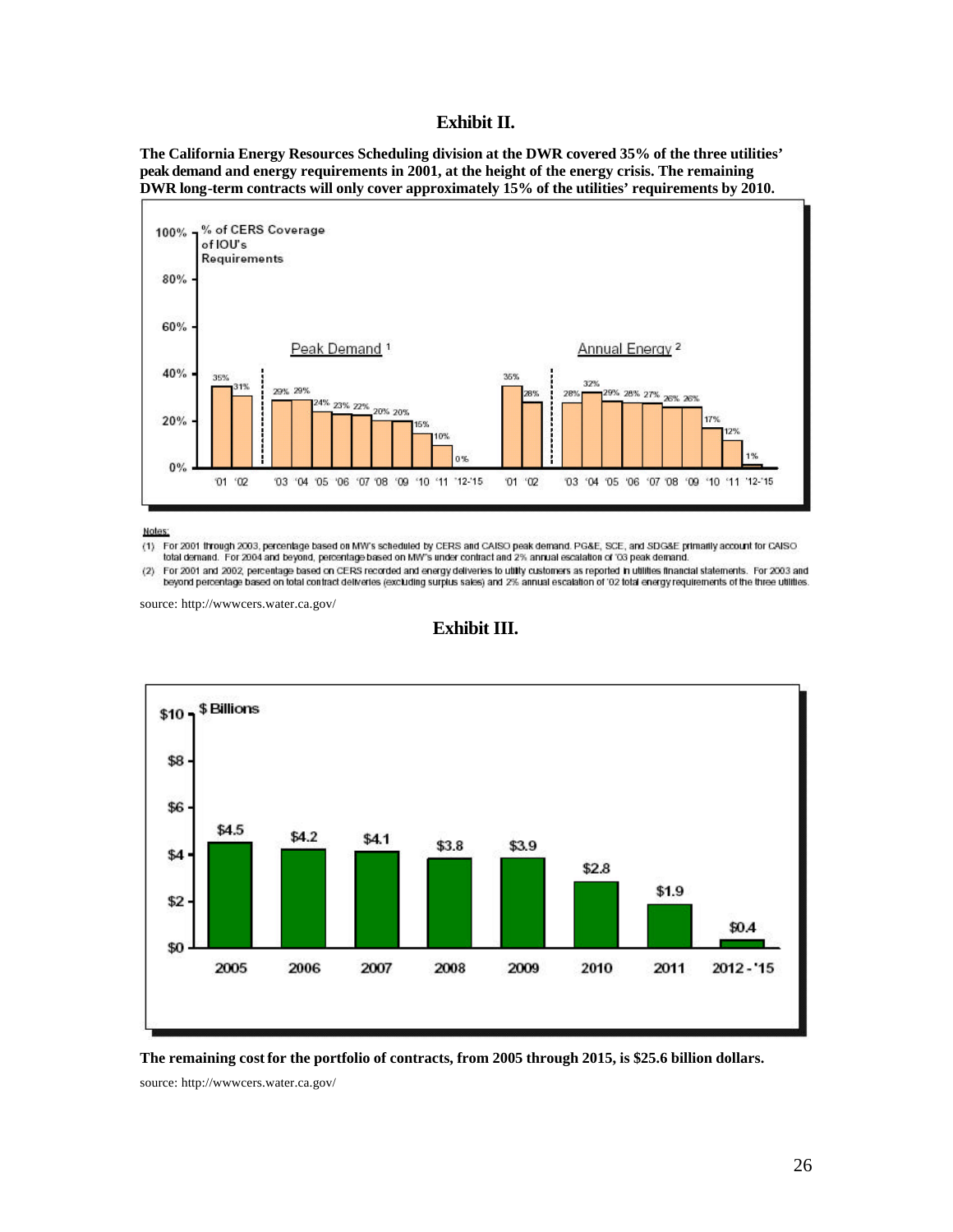## Exhibit II.

**The California Energy Resources Scheduling division at the DWR covered 35% of the three utilities' peak demand and energy requirements in 2001, at the height of the energy crisis. The remaining DWR long-term contracts will only cover approximately 15% of the utilities' requirements by 2010.**

% of CERS Coverage of IOU's Requirements

| Year | Peak Demand[1] | Annual Energy[2] |
|---|---|---|
| '01 | 35% | 35% |
| '02 | 31% | 28% |
| '03 | 29% | 28% |
| '04 | 29% | 32% |
| '05 | 24% | 29% |
| '06 | 23% | 28% |
| '07 | 22% | 27% |
| '08 | 20% | 26% |
| '09 | 20% | 26% |
| '10 | 15% | 17% |
| '11 | 10% | 12% |
| '12-'15 | 0% | 1% |

Notes:

(1) For 2001 through 2003, percentage based on MW's scheduled by CERS and CAISO peak demand. PG&E, SCE, and SDG&E primarily account for CAISO total demand. For 2004 and beyond, percentage based on MW's under contract and 2% annual escalation of '03 peak demand.

(2) For 2001 and 2002, percentage based on CERS recorded and energy deliveries to utility customers as reported in utilities financial statements. For 2003 and beyond percentage based on total contract deliveries (excluding surplus sales) and 2% annual escalation of '02 total energy requirements of the three utilities.

source: http://wwwcers.water.ca.gov/

## Exhibit III.

| Year | $ Billions |
|---|---|
| 2005 | $4.5 |
| 2006 | $4.2 |
| 2007 | $4.1 |
| 2008 | $3.8 |
| 2009 | $3.9 |
| 2010 | $2.8 |
| 2011 | $1.9 |
| 2012 - '15 | $0.4 |

**The remaining cost for the portfolio of contracts, from 2005 through 2015, is $25.6 billion dollars.**

source: http://wwwcers.water.ca.gov/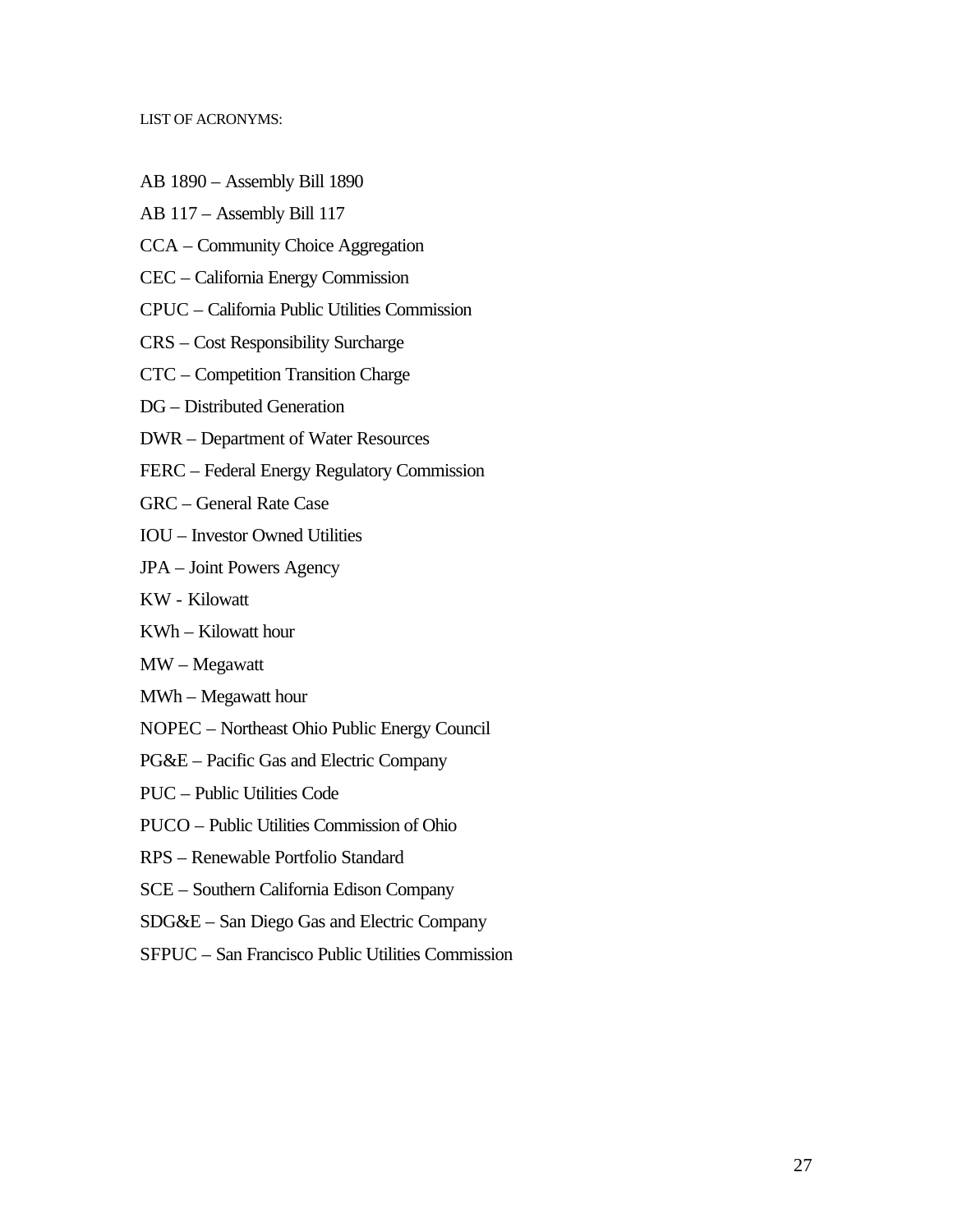LIST OF ACRONYMS:

AB 1890 – Assembly Bill 1890

AB 117 – Assembly Bill 117

CCA – Community Choice Aggregation

CEC – California Energy Commission

CPUC – California Public Utilities Commission

CRS – Cost Responsibility Surcharge

CTC – Competition Transition Charge

DG – Distributed Generation

DWR – Department of Water Resources

FERC – Federal Energy Regulatory Commission

GRC – General Rate Case

IOU – Investor Owned Utilities

JPA – Joint Powers Agency

KW - Kilowatt

KWh – Kilowatt hour

MW – Megawatt

MWh – Megawatt hour

NOPEC – Northeast Ohio Public Energy Council

PG&E – Pacific Gas and Electric Company

PUC – Public Utilities Code

PUCO – Public Utilities Commission of Ohio

RPS – Renewable Portfolio Standard

SCE – Southern California Edison Company

SDG&E – San Diego Gas and Electric Company

SFPUC – San Francisco Public Utilities Commission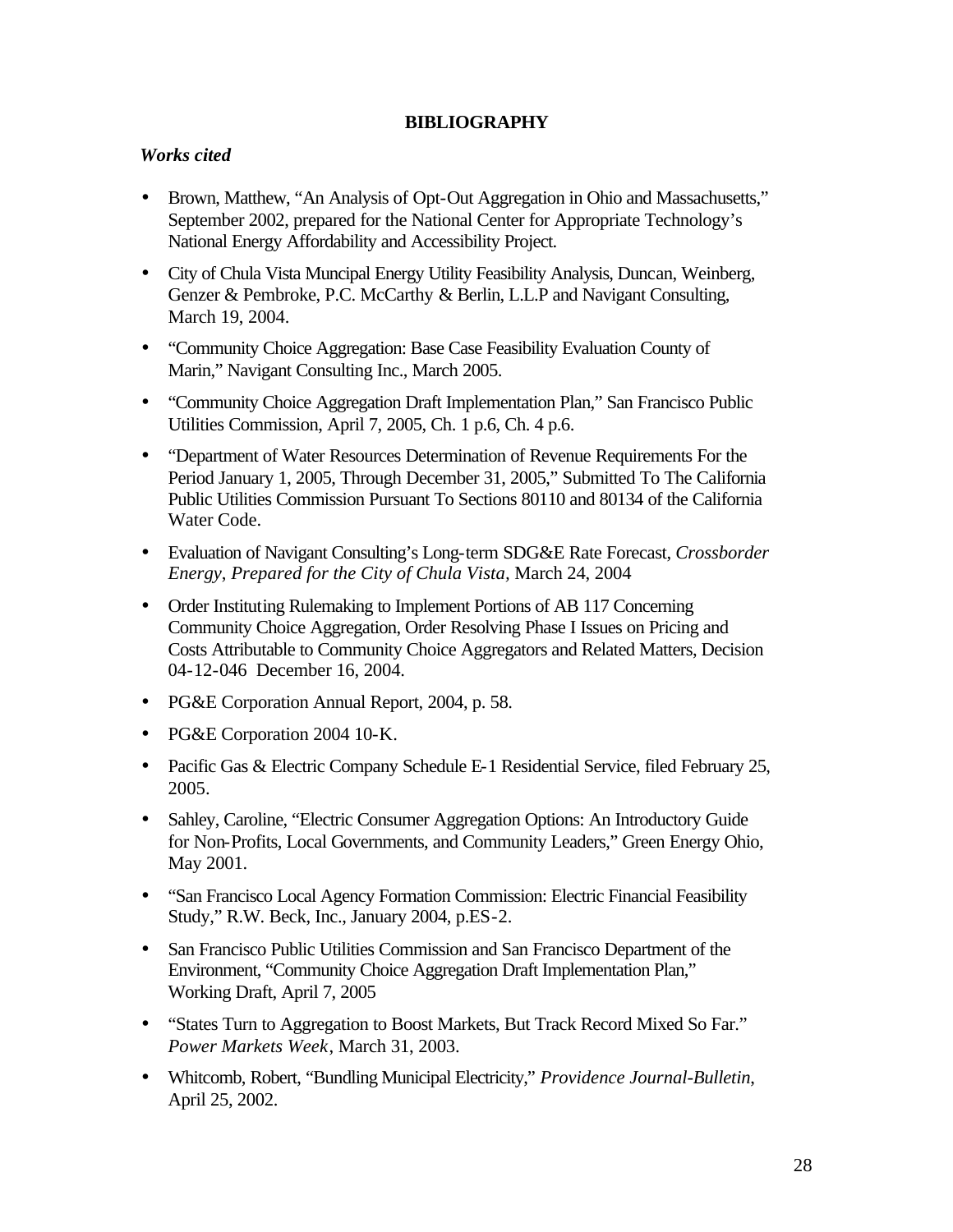**BIBLIOGRAPHY**

***Works cited***

- Brown, Matthew, "An Analysis of Opt-Out Aggregation in Ohio and Massachusetts," September 2002, prepared for the National Center for Appropriate Technology's National Energy Affordability and Accessibility Project.
- City of Chula Vista Muncipal Energy Utility Feasibility Analysis, Duncan, Weinberg, Genzer & Pembroke, P.C. McCarthy & Berlin, L.L.P and Navigant Consulting, March 19, 2004.
- "Community Choice Aggregation: Base Case Feasibility Evaluation County of Marin," Navigant Consulting Inc., March 2005.
- "Community Choice Aggregation Draft Implementation Plan," San Francisco Public Utilities Commission, April 7, 2005, Ch. 1 p.6, Ch. 4 p.6.
- "Department of Water Resources Determination of Revenue Requirements For the Period January 1, 2005, Through December 31, 2005," Submitted To The California Public Utilities Commission Pursuant To Sections 80110 and 80134 of the California Water Code.
- Evaluation of Navigant Consulting's Long-term SDG&E Rate Forecast, *Crossborder Energy, Prepared for the City of Chula Vista,* March 24, 2004
- Order Instituting Rulemaking to Implement Portions of AB 117 Concerning Community Choice Aggregation, Order Resolving Phase I Issues on Pricing and Costs Attributable to Community Choice Aggregators and Related Matters, Decision 04-12-046 December 16, 2004.
- PG&E Corporation Annual Report, 2004, p. 58.
- PG&E Corporation 2004 10-K.
- Pacific Gas & Electric Company Schedule E-1 Residential Service, filed February 25, 2005.
- Sahley, Caroline, "Electric Consumer Aggregation Options: An Introductory Guide for Non-Profits, Local Governments, and Community Leaders," Green Energy Ohio, May 2001.
- "San Francisco Local Agency Formation Commission: Electric Financial Feasibility Study," R.W. Beck, Inc., January 2004, p.ES-2.
- San Francisco Public Utilities Commission and San Francisco Department of the Environment, "Community Choice Aggregation Draft Implementation Plan," Working Draft, April 7, 2005
- "States Turn to Aggregation to Boost Markets, But Track Record Mixed So Far." *Power Markets Week*, March 31, 2003.
- Whitcomb, Robert, "Bundling Municipal Electricity," *Providence Journal-Bulletin*, April 25, 2002.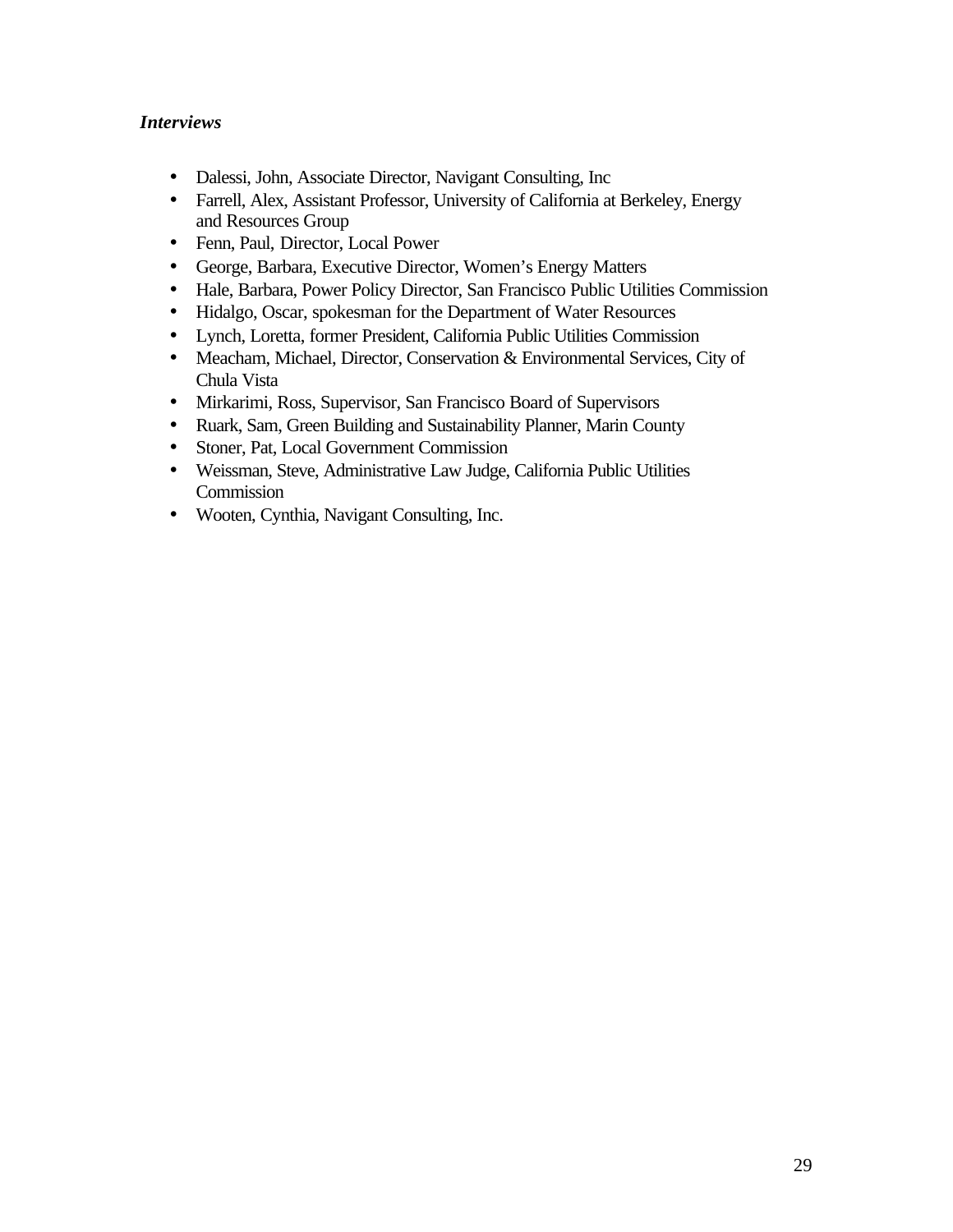***Interviews***

- Dalessi, John, Associate Director, Navigant Consulting, Inc
- Farrell, Alex, Assistant Professor, University of California at Berkeley, Energy and Resources Group
- Fenn, Paul, Director, Local Power
- George, Barbara, Executive Director, Women's Energy Matters
- Hale, Barbara, Power Policy Director, San Francisco Public Utilities Commission
- Hidalgo, Oscar, spokesman for the Department of Water Resources
- Lynch, Loretta, former President, California Public Utilities Commission
- Meacham, Michael, Director, Conservation & Environmental Services, City of Chula Vista
- Mirkarimi, Ross, Supervisor, San Francisco Board of Supervisors
- Ruark, Sam, Green Building and Sustainability Planner, Marin County
- Stoner, Pat, Local Government Commission
- Weissman, Steve, Administrative Law Judge, California Public Utilities Commission
- Wooten, Cynthia, Navigant Consulting, Inc.